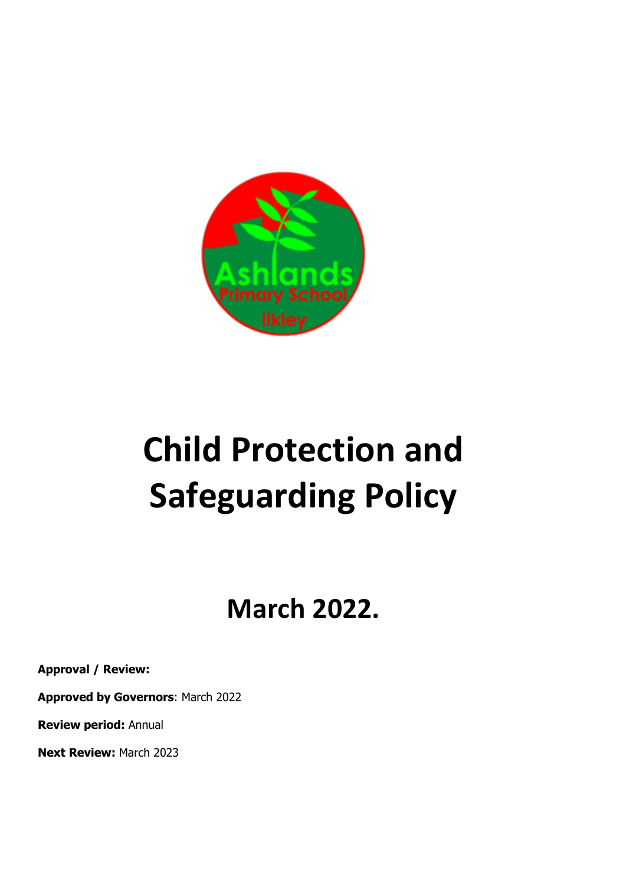# Child Protection and Safeguarding Policy

## March 2022.

**Approval / Review:**

**Approved by Governors**: March 2022

**Review period:** Annual

**Next Review:** March 2023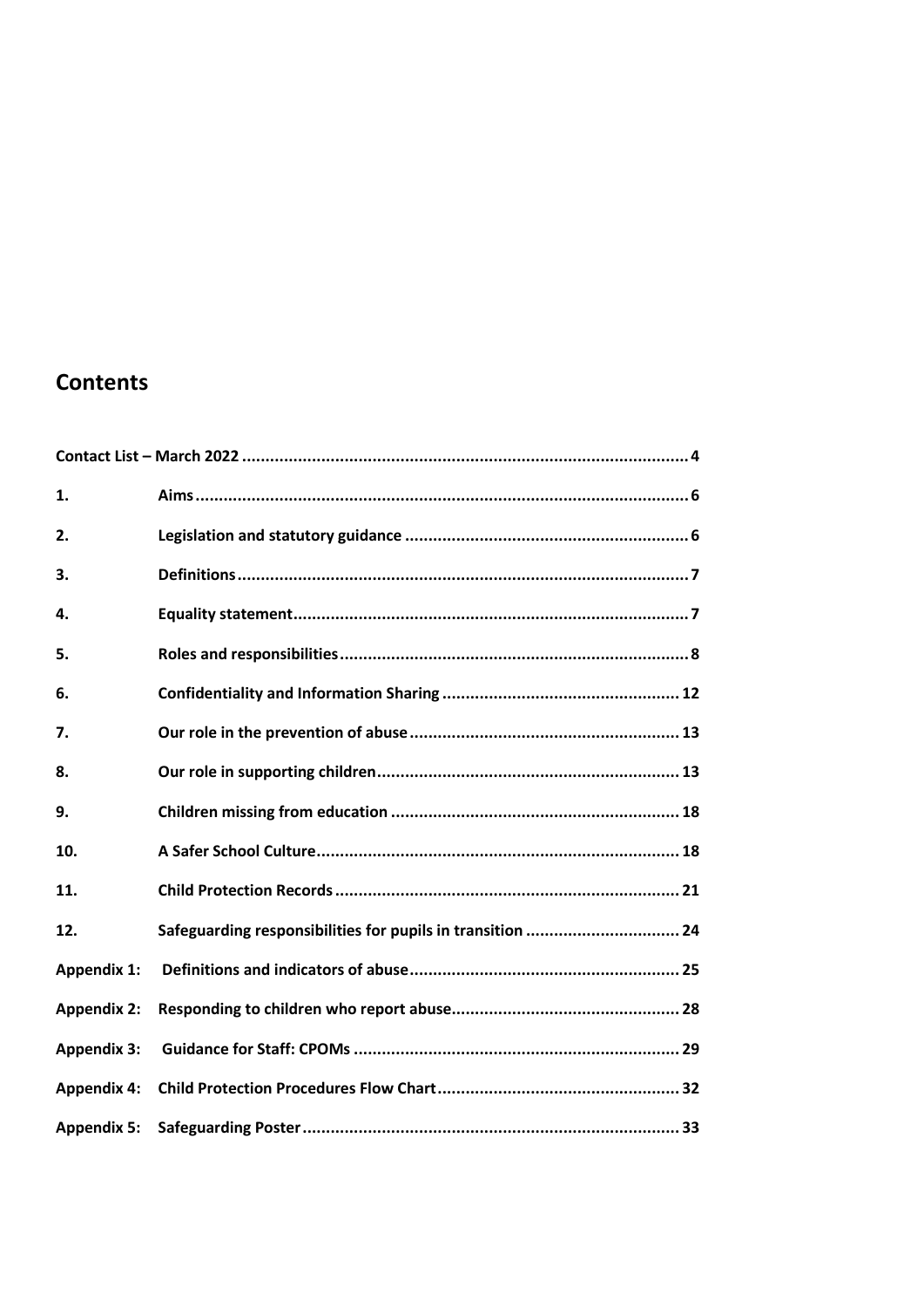## Contents

| | | |
|---|---|---|
| **Contact List – March 2022** | | **4** |
| **1.** | **Aims** | **6** |
| **2.** | **Legislation and statutory guidance** | **6** |
| **3.** | **Definitions** | **7** |
| **4.** | **Equality statement** | **7** |
| **5.** | **Roles and responsibilities** | **8** |
| **6.** | **Confidentiality and Information Sharing** | **12** |
| **7.** | **Our role in the prevention of abuse** | **13** |
| **8.** | **Our role in supporting children** | **13** |
| **9.** | **Children missing from education** | **18** |
| **10.** | **A Safer School Culture** | **18** |
| **11.** | **Child Protection Records** | **21** |
| **12.** | **Safeguarding responsibilities for pupils in transition** | **24** |
| **Appendix 1:** | **Definitions and indicators of abuse** | **25** |
| **Appendix 2:** | **Responding to children who report abuse** | **28** |
| **Appendix 3:** | **Guidance for Staff: CPOMs** | **29** |
| **Appendix 4:** | **Child Protection Procedures Flow Chart** | **32** |
| **Appendix 5:** | **Safeguarding Poster** | **33** |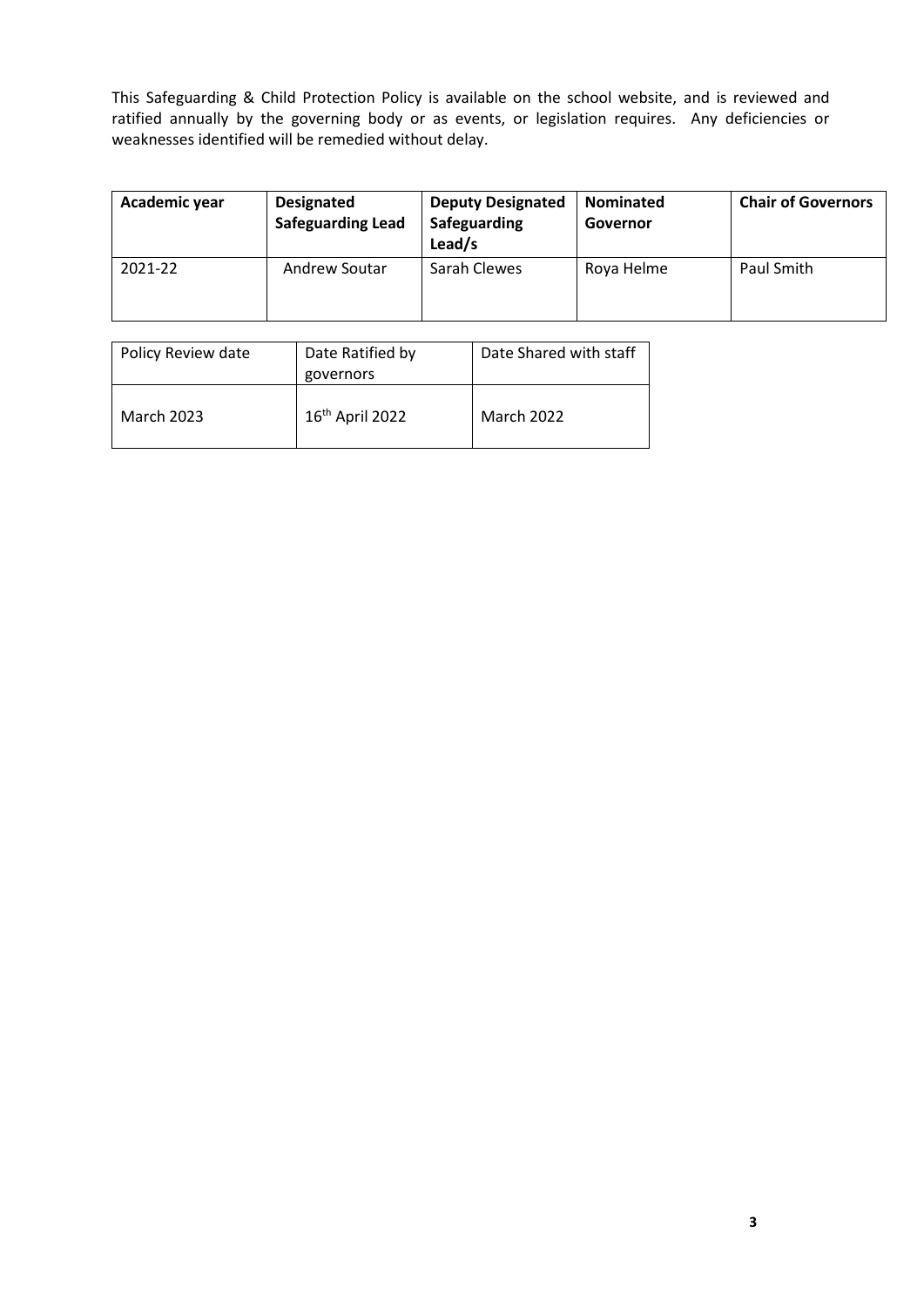This Safeguarding & Child Protection Policy is available on the school website, and is reviewed and ratified annually by the governing body or as events, or legislation requires. Any deficiencies or weaknesses identified will be remedied without delay.

| **Academic year** | **Designated Safeguarding Lead** | **Deputy Designated Safeguarding Lead/s** | **Nominated Governor** | **Chair of Governors** |
|---|---|---|---|---|
| 2021-22 | Andrew Soutar | Sarah Clewes | Roya Helme | Paul Smith |

| Policy Review date | Date Ratified by governors | Date Shared with staff |
|---|---|---|
| March 2023 | 16th April 2022 | March 2022 |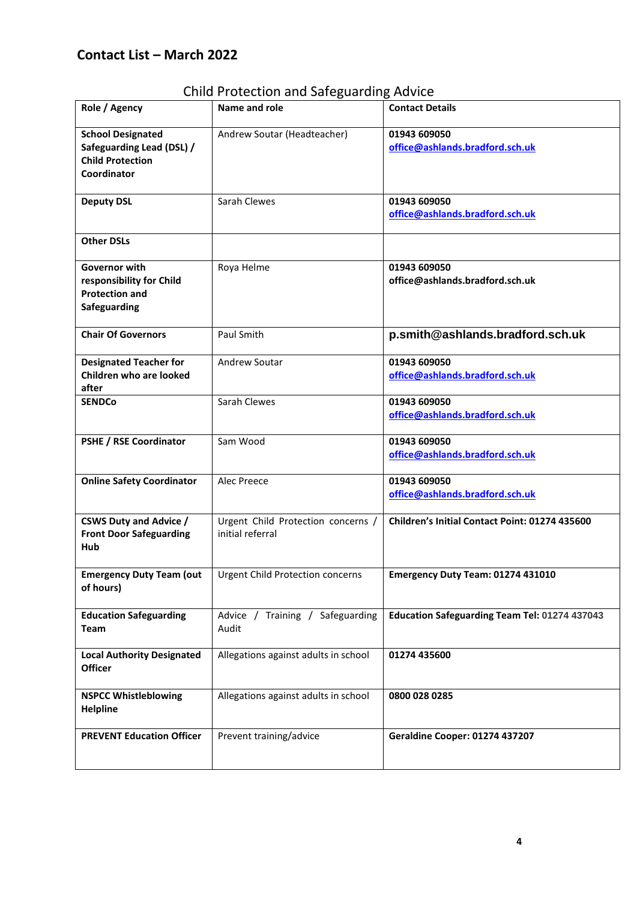## Contact List – March 2022

Child Protection and Safeguarding Advice

| Role / Agency | Name and role | Contact Details |
|---|---|---|
| **School Designated Safeguarding Lead (DSL) / Child Protection Coordinator** | Andrew Soutar (Headteacher) | **01943 609050** **office@ashlands.bradford.sch.uk** |
| **Deputy DSL** | Sarah Clewes | **01943 609050** **office@ashlands.bradford.sch.uk** |
| **Other DSLs** | | |
| **Governor with responsibility for Child Protection and Safeguarding** | Roya Helme | **01943 609050** **office@ashlands.bradford.sch.uk** |
| **Chair Of Governors** | Paul Smith | **p.smith@ashlands.bradford.sch.uk** |
| **Designated Teacher for Children who are looked after** | Andrew Soutar | **01943 609050** **office@ashlands.bradford.sch.uk** |
| **SENDCo** | Sarah Clewes | **01943 609050** **office@ashlands.bradford.sch.uk** |
| **PSHE / RSE Coordinator** | Sam Wood | **01943 609050** **office@ashlands.bradford.sch.uk** |
| **Online Safety Coordinator** | Alec Preece | **01943 609050** **office@ashlands.bradford.sch.uk** |
| **CSWS Duty and Advice / Front Door Safeguarding Hub** | Urgent Child Protection concerns / initial referral | **Children's Initial Contact Point: 01274 435600** |
| **Emergency Duty Team (out of hours)** | Urgent Child Protection concerns | **Emergency Duty Team: 01274 431010** |
| **Education Safeguarding Team** | Advice / Training / Safeguarding Audit | **Education Safeguarding Team Tel: 01274 437043** |
| **Local Authority Designated Officer** | Allegations against adults in school | **01274 435600** |
| **NSPCC Whistleblowing Helpline** | Allegations against adults in school | **0800 028 0285** |
| **PREVENT Education Officer** | Prevent training/advice | **Geraldine Cooper: 01274 437207** |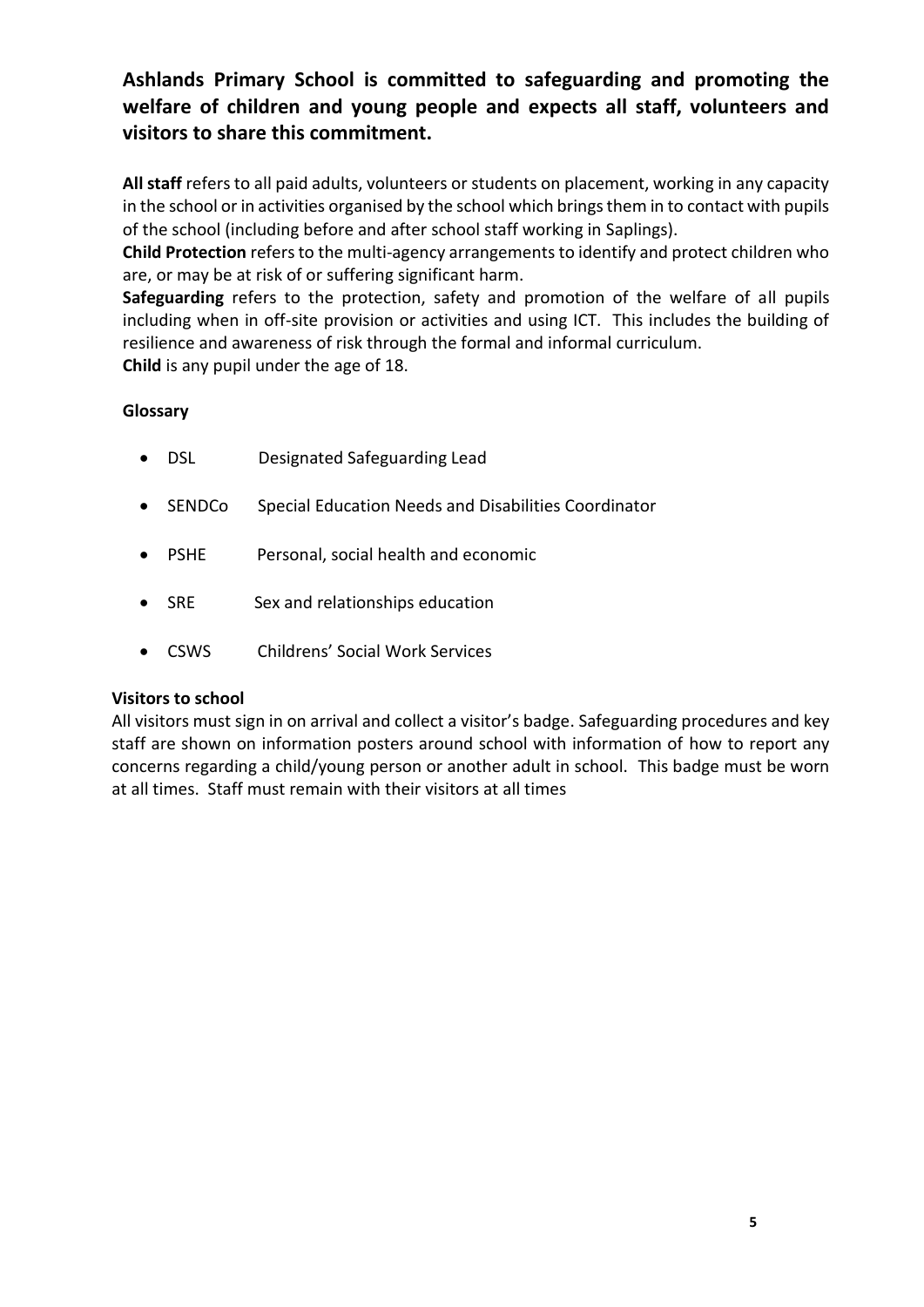**Ashlands Primary School is committed to safeguarding and promoting the welfare of children and young people and expects all staff, volunteers and visitors to share this commitment.**

**All staff** refers to all paid adults, volunteers or students on placement, working in any capacity in the school or in activities organised by the school which brings them in to contact with pupils of the school (including before and after school staff working in Saplings).

**Child Protection** refers to the multi-agency arrangements to identify and protect children who are, or may be at risk of or suffering significant harm.

**Safeguarding** refers to the protection, safety and promotion of the welfare of all pupils including when in off-site provision or activities and using ICT. This includes the building of resilience and awareness of risk through the formal and informal curriculum.

**Child** is any pupil under the age of 18.

**Glossary**

- DSL Designated Safeguarding Lead
- SENDCo Special Education Needs and Disabilities Coordinator
- PSHE Personal, social health and economic
- SRE Sex and relationships education
- CSWS Childrens' Social Work Services

**Visitors to school**

All visitors must sign in on arrival and collect a visitor's badge. Safeguarding procedures and key staff are shown on information posters around school with information of how to report any concerns regarding a child/young person or another adult in school. This badge must be worn at all times. Staff must remain with their visitors at all times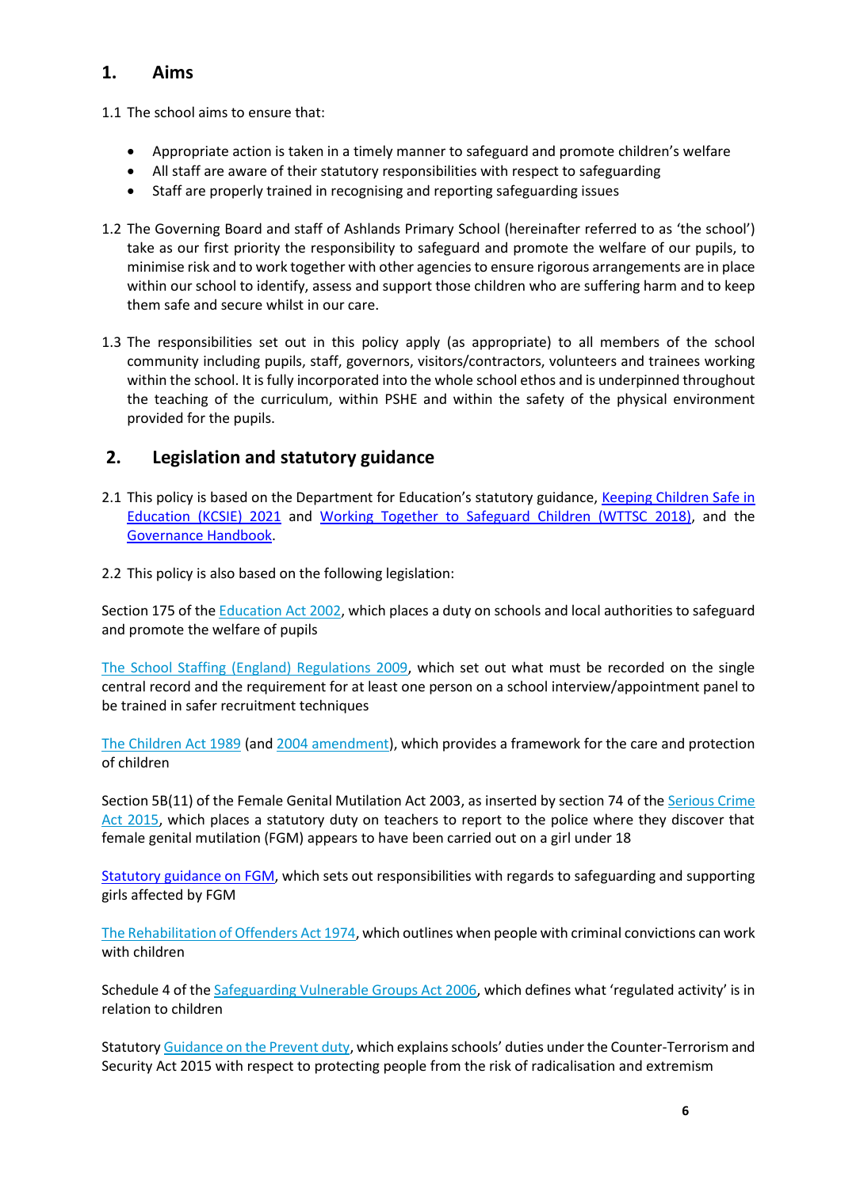## 1. Aims

1.1 The school aims to ensure that:

- Appropriate action is taken in a timely manner to safeguard and promote children's welfare
- All staff are aware of their statutory responsibilities with respect to safeguarding
- Staff are properly trained in recognising and reporting safeguarding issues

1.2 The Governing Board and staff of Ashlands Primary School (hereinafter referred to as 'the school') take as our first priority the responsibility to safeguard and promote the welfare of our pupils, to minimise risk and to work together with other agencies to ensure rigorous arrangements are in place within our school to identify, assess and support those children who are suffering harm and to keep them safe and secure whilst in our care.

1.3 The responsibilities set out in this policy apply (as appropriate) to all members of the school community including pupils, staff, governors, visitors/contractors, volunteers and trainees working within the school. It is fully incorporated into the whole school ethos and is underpinned throughout the teaching of the curriculum, within PSHE and within the safety of the physical environment provided for the pupils.

## 2. Legislation and statutory guidance

2.1 This policy is based on the Department for Education's statutory guidance, Keeping Children Safe in Education (KCSIE) 2021 and Working Together to Safeguard Children (WTTSC 2018), and the Governance Handbook.

2.2 This policy is also based on the following legislation:

Section 175 of the Education Act 2002, which places a duty on schools and local authorities to safeguard and promote the welfare of pupils

The School Staffing (England) Regulations 2009, which set out what must be recorded on the single central record and the requirement for at least one person on a school interview/appointment panel to be trained in safer recruitment techniques

The Children Act 1989 (and 2004 amendment), which provides a framework for the care and protection of children

Section 5B(11) of the Female Genital Mutilation Act 2003, as inserted by section 74 of the Serious Crime Act 2015, which places a statutory duty on teachers to report to the police where they discover that female genital mutilation (FGM) appears to have been carried out on a girl under 18

Statutory guidance on FGM, which sets out responsibilities with regards to safeguarding and supporting girls affected by FGM

The Rehabilitation of Offenders Act 1974, which outlines when people with criminal convictions can work with children

Schedule 4 of the Safeguarding Vulnerable Groups Act 2006, which defines what 'regulated activity' is in relation to children

Statutory Guidance on the Prevent duty, which explains schools' duties under the Counter-Terrorism and Security Act 2015 with respect to protecting people from the risk of radicalisation and extremism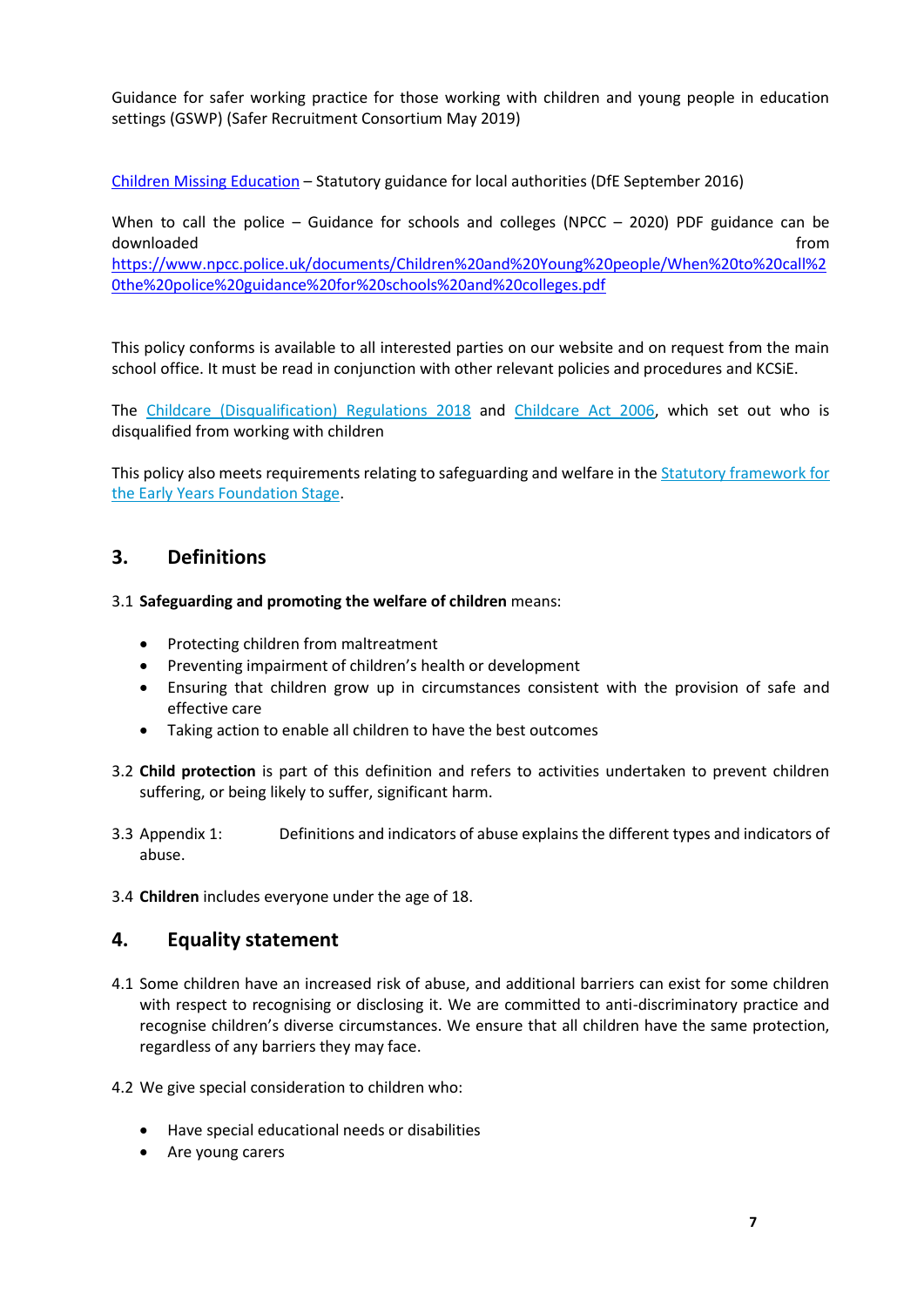Guidance for safer working practice for those working with children and young people in education settings (GSWP) (Safer Recruitment Consortium May 2019)

[Children Missing Education](#) – Statutory guidance for local authorities (DfE September 2016)

When to call the police – Guidance for schools and colleges (NPCC – 2020) PDF guidance can be downloaded from https://www.npcc.police.uk/documents/Children%20and%20Young%20people/When%20to%20call%20the%20police%20guidance%20for%20schools%20and%20colleges.pdf

This policy conforms is available to all interested parties on our website and on request from the main school office. It must be read in conjunction with other relevant policies and procedures and KCSiE.

The [Childcare (Disqualification) Regulations 2018](#) and [Childcare Act 2006](#), which set out who is disqualified from working with children

This policy also meets requirements relating to safeguarding and welfare in the [Statutory framework for the Early Years Foundation Stage](#).

## 3. Definitions

3.1 **Safeguarding and promoting the welfare of children** means:

- Protecting children from maltreatment
- Preventing impairment of children's health or development
- Ensuring that children grow up in circumstances consistent with the provision of safe and effective care
- Taking action to enable all children to have the best outcomes

3.2 **Child protection** is part of this definition and refers to activities undertaken to prevent children suffering, or being likely to suffer, significant harm.

3.3 Appendix 1: Definitions and indicators of abuse explains the different types and indicators of abuse.

3.4 **Children** includes everyone under the age of 18.

## 4. Equality statement

4.1 Some children have an increased risk of abuse, and additional barriers can exist for some children with respect to recognising or disclosing it. We are committed to anti-discriminatory practice and recognise children's diverse circumstances. We ensure that all children have the same protection, regardless of any barriers they may face.

4.2 We give special consideration to children who:

- Have special educational needs or disabilities
- Are young carers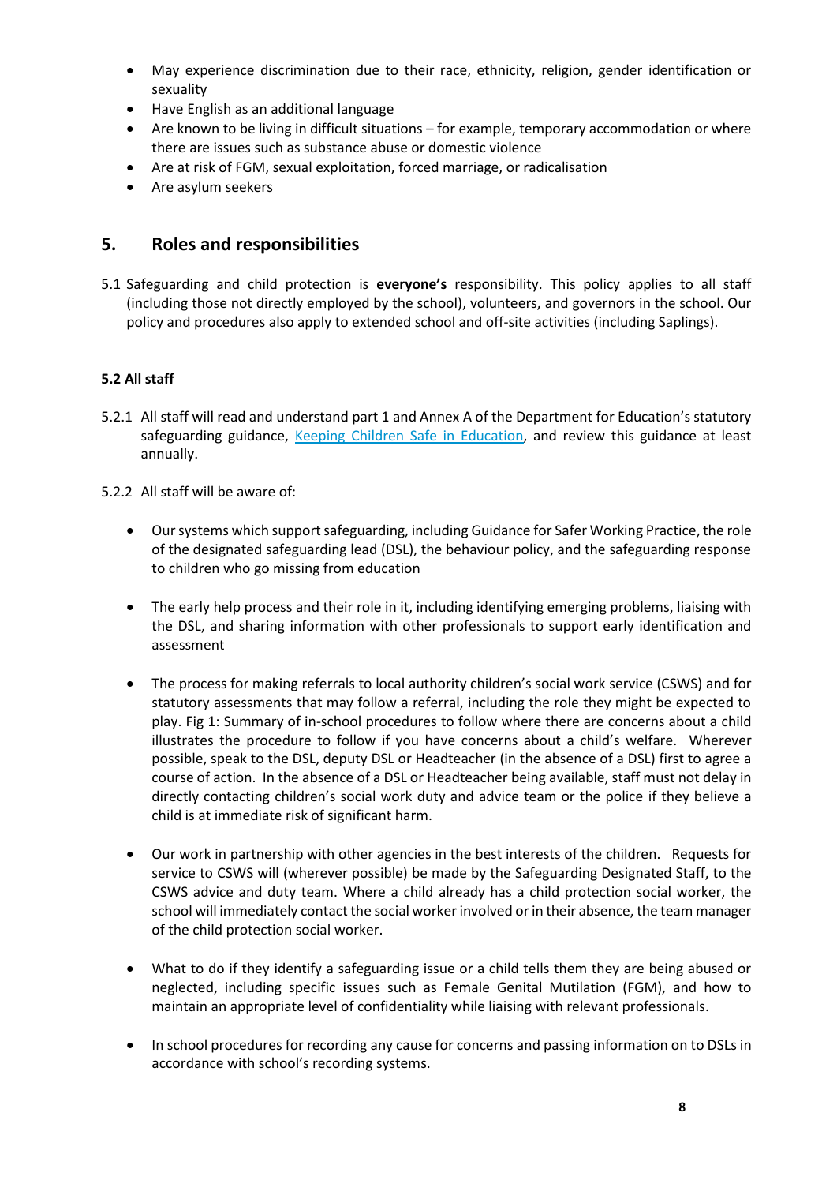- May experience discrimination due to their race, ethnicity, religion, gender identification or sexuality
- Have English as an additional language
- Are known to be living in difficult situations – for example, temporary accommodation or where there are issues such as substance abuse or domestic violence
- Are at risk of FGM, sexual exploitation, forced marriage, or radicalisation
- Are asylum seekers

## 5. Roles and responsibilities

5.1 Safeguarding and child protection is **everyone's** responsibility. This policy applies to all staff (including those not directly employed by the school), volunteers, and governors in the school. Our policy and procedures also apply to extended school and off-site activities (including Saplings).

### 5.2 All staff

5.2.1 All staff will read and understand part 1 and Annex A of the Department for Education's statutory safeguarding guidance, [Keeping Children Safe in Education](), and review this guidance at least annually.

5.2.2 All staff will be aware of:

- Our systems which support safeguarding, including Guidance for Safer Working Practice, the role of the designated safeguarding lead (DSL), the behaviour policy, and the safeguarding response to children who go missing from education

- The early help process and their role in it, including identifying emerging problems, liaising with the DSL, and sharing information with other professionals to support early identification and assessment

- The process for making referrals to local authority children's social work service (CSWS) and for statutory assessments that may follow a referral, including the role they might be expected to play. Fig 1: Summary of in-school procedures to follow where there are concerns about a child illustrates the procedure to follow if you have concerns about a child's welfare. Wherever possible, speak to the DSL, deputy DSL or Headteacher (in the absence of a DSL) first to agree a course of action. In the absence of a DSL or Headteacher being available, staff must not delay in directly contacting children's social work duty and advice team or the police if they believe a child is at immediate risk of significant harm.

- Our work in partnership with other agencies in the best interests of the children. Requests for service to CSWS will (wherever possible) be made by the Safeguarding Designated Staff, to the CSWS advice and duty team. Where a child already has a child protection social worker, the school will immediately contact the social worker involved or in their absence, the team manager of the child protection social worker.

- What to do if they identify a safeguarding issue or a child tells them they are being abused or neglected, including specific issues such as Female Genital Mutilation (FGM), and how to maintain an appropriate level of confidentiality while liaising with relevant professionals.

- In school procedures for recording any cause for concerns and passing information on to DSLs in accordance with school's recording systems.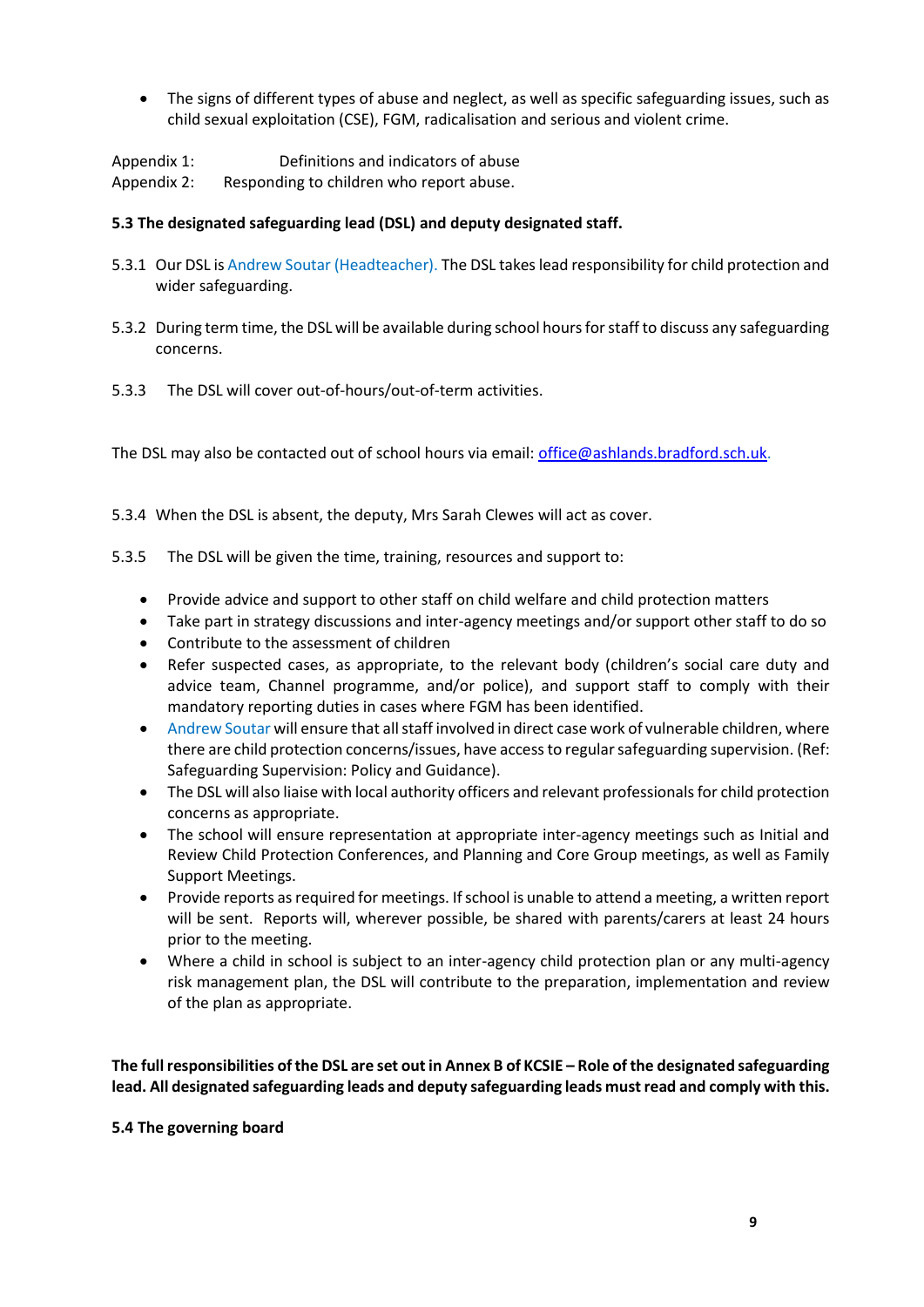- The signs of different types of abuse and neglect, as well as specific safeguarding issues, such as child sexual exploitation (CSE), FGM, radicalisation and serious and violent crime.

Appendix 1: Definitions and indicators of abuse
Appendix 2: Responding to children who report abuse.

**5.3 The designated safeguarding lead (DSL) and deputy designated staff.**

5.3.1 Our DSL is Andrew Soutar (Headteacher). The DSL takes lead responsibility for child protection and wider safeguarding.

5.3.2 During term time, the DSL will be available during school hours for staff to discuss any safeguarding concerns.

5.3.3 The DSL will cover out-of-hours/out-of-term activities.

The DSL may also be contacted out of school hours via email: office@ashlands.bradford.sch.uk.

5.3.4 When the DSL is absent, the deputy, Mrs Sarah Clewes will act as cover.

5.3.5 The DSL will be given the time, training, resources and support to:

- Provide advice and support to other staff on child welfare and child protection matters
- Take part in strategy discussions and inter-agency meetings and/or support other staff to do so
- Contribute to the assessment of children
- Refer suspected cases, as appropriate, to the relevant body (children's social care duty and advice team, Channel programme, and/or police), and support staff to comply with their mandatory reporting duties in cases where FGM has been identified.
- Andrew Soutar will ensure that all staff involved in direct case work of vulnerable children, where there are child protection concerns/issues, have access to regular safeguarding supervision. (Ref: Safeguarding Supervision: Policy and Guidance).
- The DSL will also liaise with local authority officers and relevant professionals for child protection concerns as appropriate.
- The school will ensure representation at appropriate inter-agency meetings such as Initial and Review Child Protection Conferences, and Planning and Core Group meetings, as well as Family Support Meetings.
- Provide reports as required for meetings. If school is unable to attend a meeting, a written report will be sent. Reports will, wherever possible, be shared with parents/carers at least 24 hours prior to the meeting.
- Where a child in school is subject to an inter-agency child protection plan or any multi-agency risk management plan, the DSL will contribute to the preparation, implementation and review of the plan as appropriate.

**The full responsibilities of the DSL are set out in Annex B of KCSIE – Role of the designated safeguarding lead. All designated safeguarding leads and deputy safeguarding leads must read and comply with this.**

**5.4 The governing board**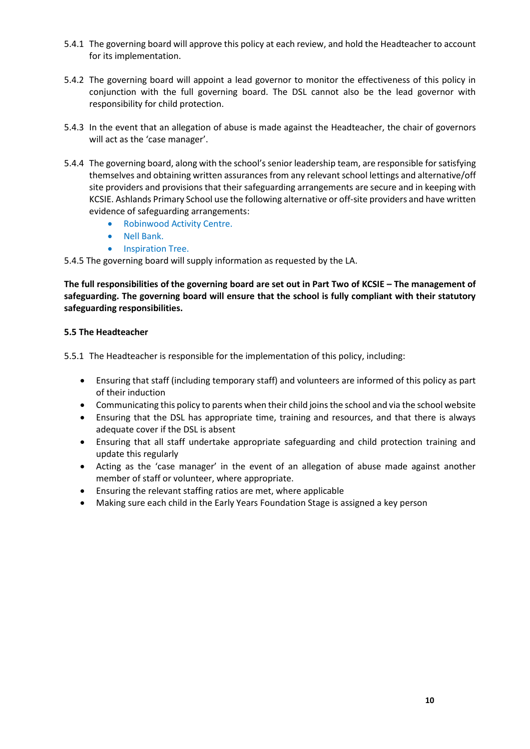5.4.1 The governing board will approve this policy at each review, and hold the Headteacher to account for its implementation.

5.4.2 The governing board will appoint a lead governor to monitor the effectiveness of this policy in conjunction with the full governing board. The DSL cannot also be the lead governor with responsibility for child protection.

5.4.3 In the event that an allegation of abuse is made against the Headteacher, the chair of governors will act as the 'case manager'.

5.4.4 The governing board, along with the school's senior leadership team, are responsible for satisfying themselves and obtaining written assurances from any relevant school lettings and alternative/off site providers and provisions that their safeguarding arrangements are secure and in keeping with KCSIE. Ashlands Primary School use the following alternative or off-site providers and have written evidence of safeguarding arrangements:

- Robinwood Activity Centre.
- Nell Bank.
- Inspiration Tree.

5.4.5 The governing board will supply information as requested by the LA.

**The full responsibilities of the governing board are set out in Part Two of KCSIE – The management of safeguarding. The governing board will ensure that the school is fully compliant with their statutory safeguarding responsibilities.**

### 5.5 The Headteacher

5.5.1 The Headteacher is responsible for the implementation of this policy, including:

- Ensuring that staff (including temporary staff) and volunteers are informed of this policy as part of their induction
- Communicating this policy to parents when their child joins the school and via the school website
- Ensuring that the DSL has appropriate time, training and resources, and that there is always adequate cover if the DSL is absent
- Ensuring that all staff undertake appropriate safeguarding and child protection training and update this regularly
- Acting as the 'case manager' in the event of an allegation of abuse made against another member of staff or volunteer, where appropriate.
- Ensuring the relevant staffing ratios are met, where applicable
- Making sure each child in the Early Years Foundation Stage is assigned a key person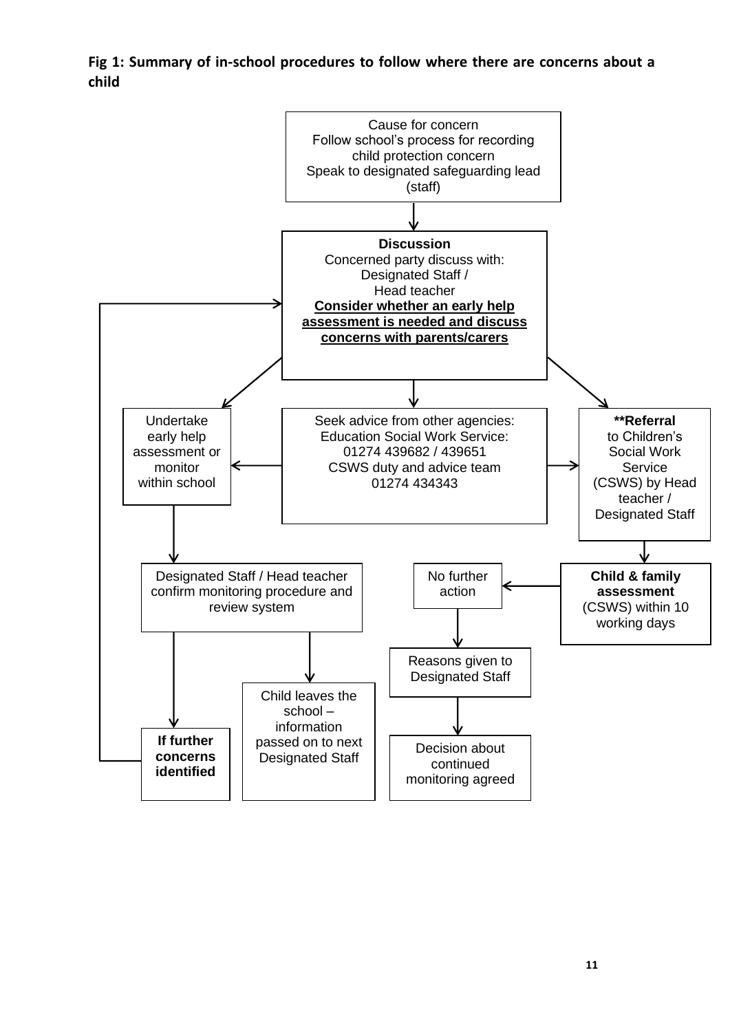**Fig 1: Summary of in-school procedures to follow where there are concerns about a child**

Cause for concern
Follow school's process for recording child protection concern
Speak to designated safeguarding lead (staff)

**Discussion**
Concerned party discuss with:
Designated Staff /
Head teacher
**Consider whether an early help assessment is needed and discuss concerns with parents/carers**

Undertake early help assessment or monitor within school

Seek advice from other agencies:
Education Social Work Service:
01274 439682 / 439651
CSWS duty and advice team
01274 434343

****Referral** to Children's Social Work Service (CSWS) by Head teacher / Designated Staff

Designated Staff / Head teacher confirm monitoring procedure and review system

**Child & family assessment** (CSWS) within 10 working days

No further action

Reasons given to Designated Staff

Child leaves the school – information passed on to next Designated Staff

**If further concerns identified**

Decision about continued monitoring agreed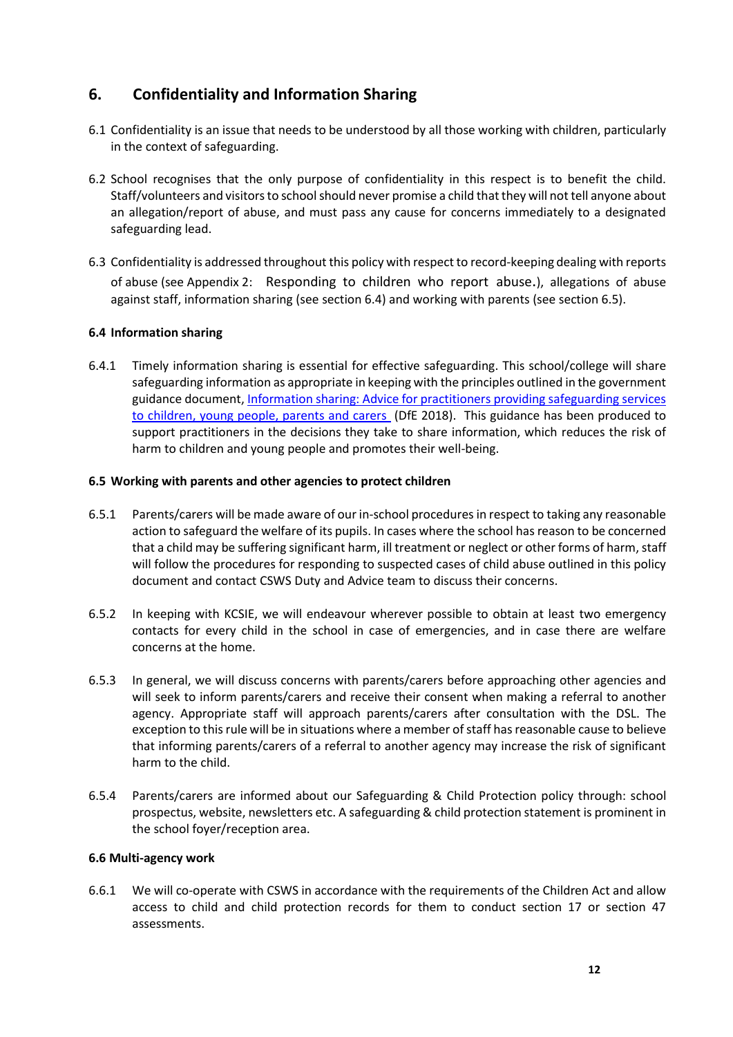## 6. Confidentiality and Information Sharing

6.1 Confidentiality is an issue that needs to be understood by all those working with children, particularly in the context of safeguarding.

6.2 School recognises that the only purpose of confidentiality in this respect is to benefit the child. Staff/volunteers and visitors to school should never promise a child that they will not tell anyone about an allegation/report of abuse, and must pass any cause for concerns immediately to a designated safeguarding lead.

6.3 Confidentiality is addressed throughout this policy with respect to record-keeping dealing with reports of abuse (see Appendix 2: Responding to children who report abuse.), allegations of abuse against staff, information sharing (see section 6.4) and working with parents (see section 6.5).

### 6.4 Information sharing

6.4.1 Timely information sharing is essential for effective safeguarding. This school/college will share safeguarding information as appropriate in keeping with the principles outlined in the government guidance document, [Information sharing: Advice for practitioners providing safeguarding services to children, young people, parents and carers](#) (DfE 2018). This guidance has been produced to support practitioners in the decisions they take to share information, which reduces the risk of harm to children and young people and promotes their well-being.

### 6.5 Working with parents and other agencies to protect children

6.5.1 Parents/carers will be made aware of our in-school procedures in respect to taking any reasonable action to safeguard the welfare of its pupils. In cases where the school has reason to be concerned that a child may be suffering significant harm, ill treatment or neglect or other forms of harm, staff will follow the procedures for responding to suspected cases of child abuse outlined in this policy document and contact CSWS Duty and Advice team to discuss their concerns.

6.5.2 In keeping with KCSIE, we will endeavour wherever possible to obtain at least two emergency contacts for every child in the school in case of emergencies, and in case there are welfare concerns at the home.

6.5.3 In general, we will discuss concerns with parents/carers before approaching other agencies and will seek to inform parents/carers and receive their consent when making a referral to another agency. Appropriate staff will approach parents/carers after consultation with the DSL. The exception to this rule will be in situations where a member of staff has reasonable cause to believe that informing parents/carers of a referral to another agency may increase the risk of significant harm to the child.

6.5.4 Parents/carers are informed about our Safeguarding & Child Protection policy through: school prospectus, website, newsletters etc. A safeguarding & child protection statement is prominent in the school foyer/reception area.

### 6.6 Multi-agency work

6.6.1 We will co-operate with CSWS in accordance with the requirements of the Children Act and allow access to child and child protection records for them to conduct section 17 or section 47 assessments.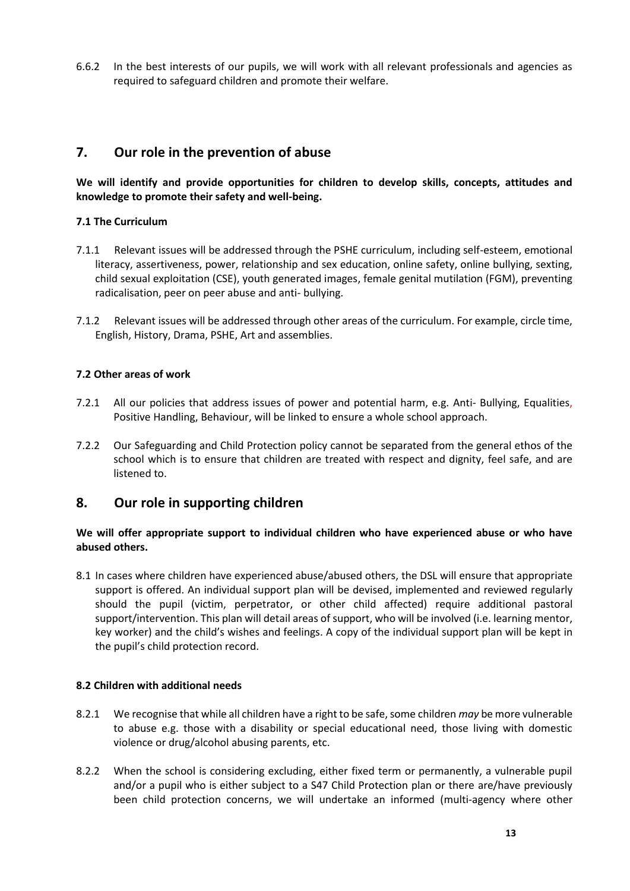6.6.2 In the best interests of our pupils, we will work with all relevant professionals and agencies as required to safeguard children and promote their welfare.

## 7. Our role in the prevention of abuse

**We will identify and provide opportunities for children to develop skills, concepts, attitudes and knowledge to promote their safety and well-being.**

### 7.1 The Curriculum

7.1.1 Relevant issues will be addressed through the PSHE curriculum, including self-esteem, emotional literacy, assertiveness, power, relationship and sex education, online safety, online bullying, sexting, child sexual exploitation (CSE), youth generated images, female genital mutilation (FGM), preventing radicalisation, peer on peer abuse and anti- bullying.

7.1.2 Relevant issues will be addressed through other areas of the curriculum. For example, circle time, English, History, Drama, PSHE, Art and assemblies.

### 7.2 Other areas of work

7.2.1 All our policies that address issues of power and potential harm, e.g. Anti- Bullying, Equalities, Positive Handling, Behaviour, will be linked to ensure a whole school approach.

7.2.2 Our Safeguarding and Child Protection policy cannot be separated from the general ethos of the school which is to ensure that children are treated with respect and dignity, feel safe, and are listened to.

## 8. Our role in supporting children

**We will offer appropriate support to individual children who have experienced abuse or who have abused others.**

8.1 In cases where children have experienced abuse/abused others, the DSL will ensure that appropriate support is offered. An individual support plan will be devised, implemented and reviewed regularly should the pupil (victim, perpetrator, or other child affected) require additional pastoral support/intervention. This plan will detail areas of support, who will be involved (i.e. learning mentor, key worker) and the child's wishes and feelings. A copy of the individual support plan will be kept in the pupil's child protection record.

### 8.2 Children with additional needs

8.2.1 We recognise that while all children have a right to be safe, some children *may* be more vulnerable to abuse e.g. those with a disability or special educational need, those living with domestic violence or drug/alcohol abusing parents, etc.

8.2.2 When the school is considering excluding, either fixed term or permanently, a vulnerable pupil and/or a pupil who is either subject to a S47 Child Protection plan or there are/have previously been child protection concerns, we will undertake an informed (multi-agency where other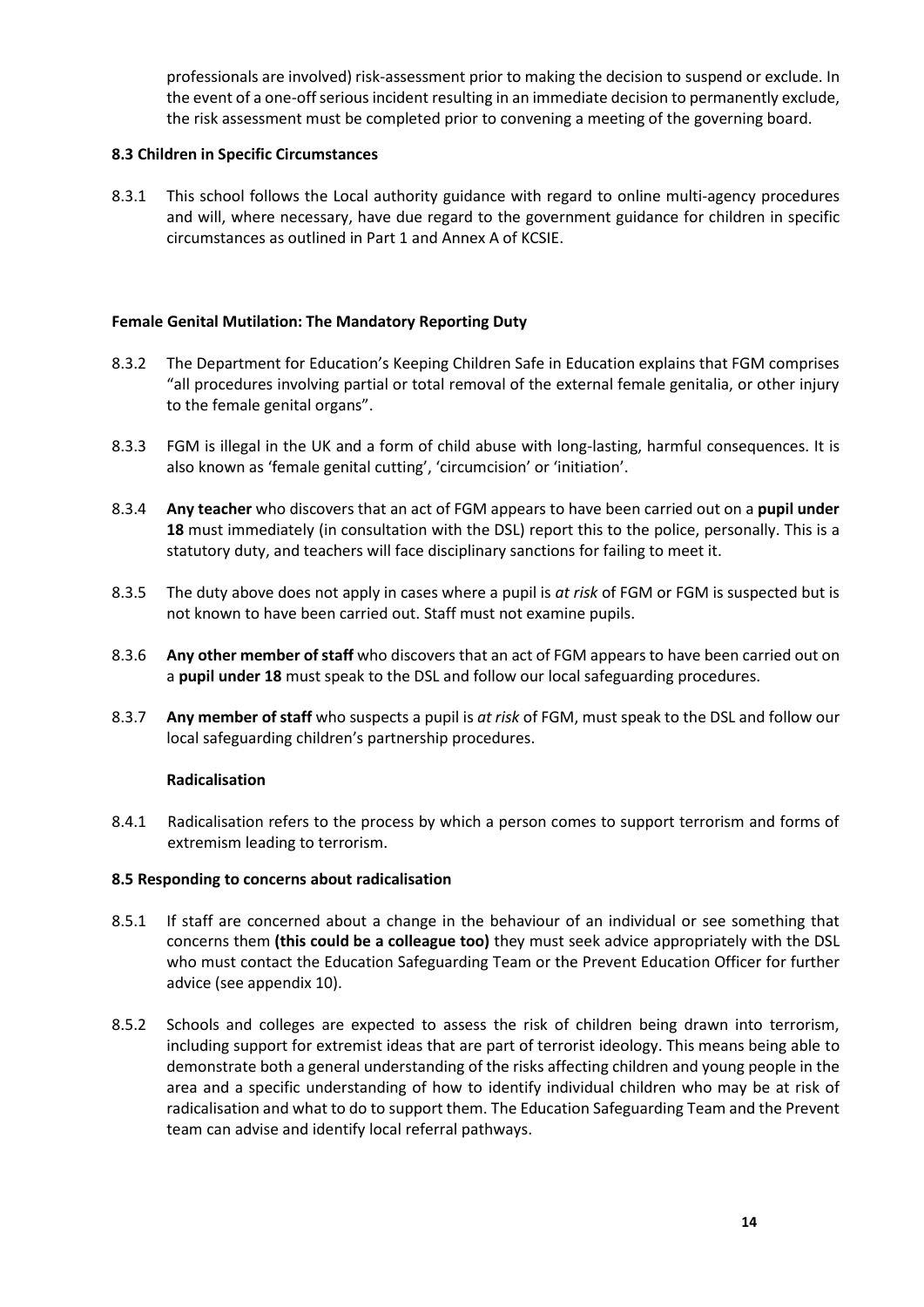professionals are involved) risk-assessment prior to making the decision to suspend or exclude. In the event of a one-off serious incident resulting in an immediate decision to permanently exclude, the risk assessment must be completed prior to convening a meeting of the governing board.

### 8.3 Children in Specific Circumstances

8.3.1 This school follows the Local authority guidance with regard to online multi-agency procedures and will, where necessary, have due regard to the government guidance for children in specific circumstances as outlined in Part 1 and Annex A of KCSIE.

### Female Genital Mutilation: The Mandatory Reporting Duty

8.3.2 The Department for Education's Keeping Children Safe in Education explains that FGM comprises "all procedures involving partial or total removal of the external female genitalia, or other injury to the female genital organs".

8.3.3 FGM is illegal in the UK and a form of child abuse with long-lasting, harmful consequences. It is also known as 'female genital cutting', 'circumcision' or 'initiation'.

8.3.4 **Any teacher** who discovers that an act of FGM appears to have been carried out on a **pupil under 18** must immediately (in consultation with the DSL) report this to the police, personally. This is a statutory duty, and teachers will face disciplinary sanctions for failing to meet it.

8.3.5 The duty above does not apply in cases where a pupil is *at risk* of FGM or FGM is suspected but is not known to have been carried out. Staff must not examine pupils.

8.3.6 **Any other member of staff** who discovers that an act of FGM appears to have been carried out on a **pupil under 18** must speak to the DSL and follow our local safeguarding procedures.

8.3.7 **Any member of staff** who suspects a pupil is *at risk* of FGM, must speak to the DSL and follow our local safeguarding children's partnership procedures.

### Radicalisation

8.4.1 Radicalisation refers to the process by which a person comes to support terrorism and forms of extremism leading to terrorism.

### 8.5 Responding to concerns about radicalisation

8.5.1 If staff are concerned about a change in the behaviour of an individual or see something that concerns them **(this could be a colleague too)** they must seek advice appropriately with the DSL who must contact the Education Safeguarding Team or the Prevent Education Officer for further advice (see appendix 10).

8.5.2 Schools and colleges are expected to assess the risk of children being drawn into terrorism, including support for extremist ideas that are part of terrorist ideology. This means being able to demonstrate both a general understanding of the risks affecting children and young people in the area and a specific understanding of how to identify individual children who may be at risk of radicalisation and what to do to support them. The Education Safeguarding Team and the Prevent team can advise and identify local referral pathways.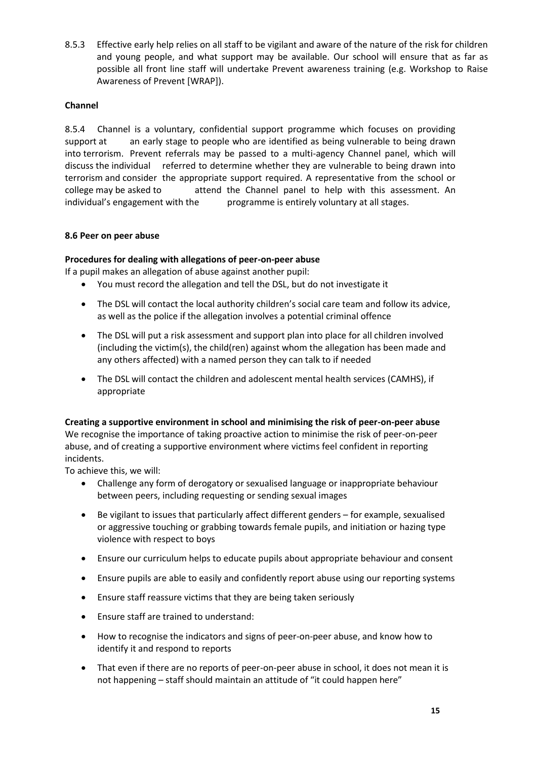8.5.3 Effective early help relies on all staff to be vigilant and aware of the nature of the risk for children and young people, and what support may be available. Our school will ensure that as far as possible all front line staff will undertake Prevent awareness training (e.g. Workshop to Raise Awareness of Prevent [WRAP]).

**Channel**

8.5.4 Channel is a voluntary, confidential support programme which focuses on providing support at an early stage to people who are identified as being vulnerable to being drawn into terrorism. Prevent referrals may be passed to a multi-agency Channel panel, which will discuss the individual referred to determine whether they are vulnerable to being drawn into terrorism and consider the appropriate support required. A representative from the school or college may be asked to attend the Channel panel to help with this assessment. An individual's engagement with the programme is entirely voluntary at all stages.

**8.6 Peer on peer abuse**

**Procedures for dealing with allegations of peer-on-peer abuse**

If a pupil makes an allegation of abuse against another pupil:

- You must record the allegation and tell the DSL, but do not investigate it
- The DSL will contact the local authority children's social care team and follow its advice, as well as the police if the allegation involves a potential criminal offence
- The DSL will put a risk assessment and support plan into place for all children involved (including the victim(s), the child(ren) against whom the allegation has been made and any others affected) with a named person they can talk to if needed
- The DSL will contact the children and adolescent mental health services (CAMHS), if appropriate

**Creating a supportive environment in school and minimising the risk of peer-on-peer abuse**

We recognise the importance of taking proactive action to minimise the risk of peer-on-peer abuse, and of creating a supportive environment where victims feel confident in reporting incidents.

To achieve this, we will:

- Challenge any form of derogatory or sexualised language or inappropriate behaviour between peers, including requesting or sending sexual images
- Be vigilant to issues that particularly affect different genders – for example, sexualised or aggressive touching or grabbing towards female pupils, and initiation or hazing type violence with respect to boys
- Ensure our curriculum helps to educate pupils about appropriate behaviour and consent
- Ensure pupils are able to easily and confidently report abuse using our reporting systems
- Ensure staff reassure victims that they are being taken seriously
- Ensure staff are trained to understand:
- How to recognise the indicators and signs of peer-on-peer abuse, and know how to identify it and respond to reports
- That even if there are no reports of peer-on-peer abuse in school, it does not mean it is not happening – staff should maintain an attitude of "it could happen here"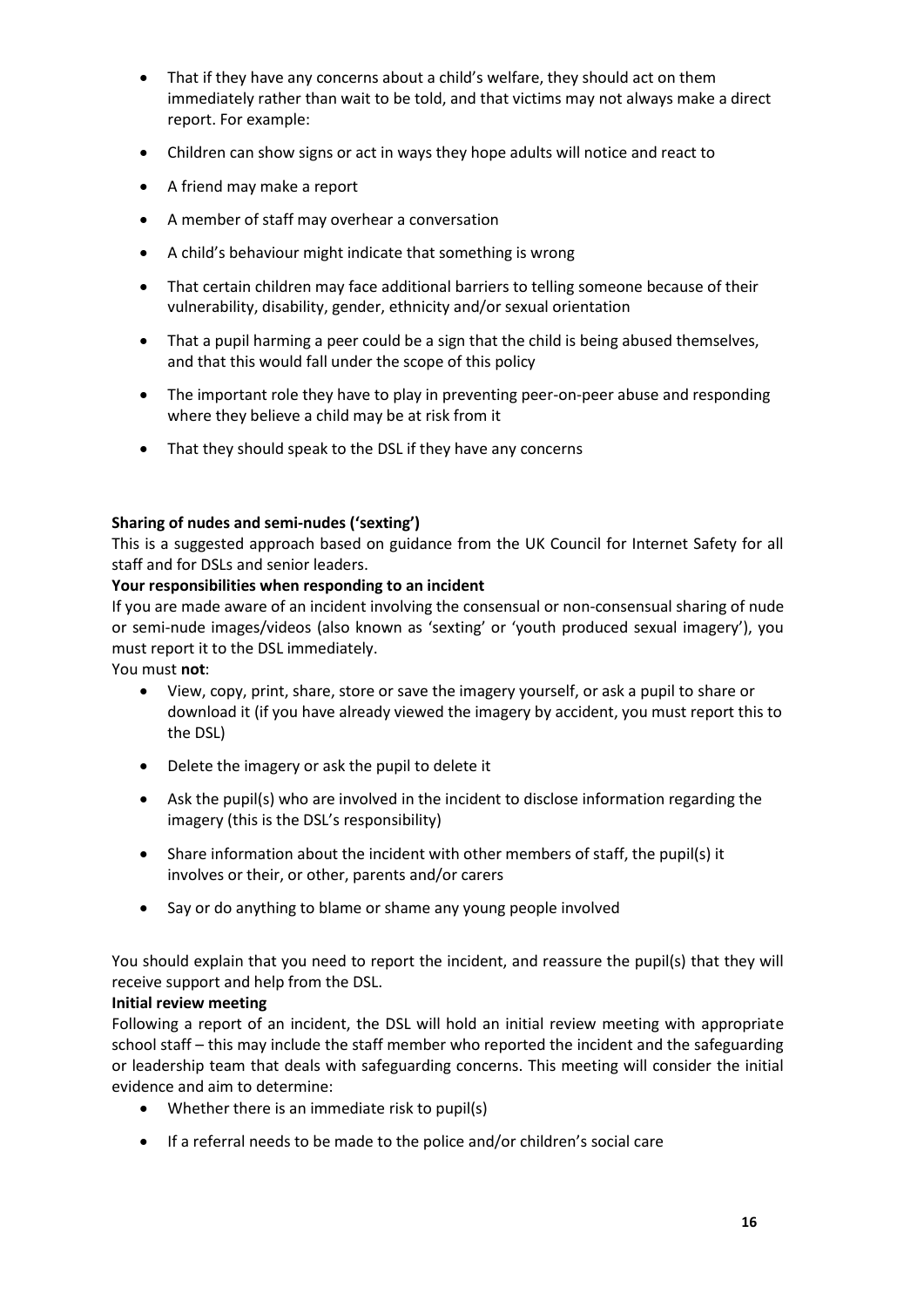- That if they have any concerns about a child's welfare, they should act on them immediately rather than wait to be told, and that victims may not always make a direct report. For example:
- Children can show signs or act in ways they hope adults will notice and react to
- A friend may make a report
- A member of staff may overhear a conversation
- A child's behaviour might indicate that something is wrong
- That certain children may face additional barriers to telling someone because of their vulnerability, disability, gender, ethnicity and/or sexual orientation
- That a pupil harming a peer could be a sign that the child is being abused themselves, and that this would fall under the scope of this policy
- The important role they have to play in preventing peer-on-peer abuse and responding where they believe a child may be at risk from it
- That they should speak to the DSL if they have any concerns

**Sharing of nudes and semi-nudes ('sexting')**

This is a suggested approach based on guidance from the UK Council for Internet Safety for all staff and for DSLs and senior leaders.

**Your responsibilities when responding to an incident**

If you are made aware of an incident involving the consensual or non-consensual sharing of nude or semi-nude images/videos (also known as 'sexting' or 'youth produced sexual imagery'), you must report it to the DSL immediately.

You must **not**:

- View, copy, print, share, store or save the imagery yourself, or ask a pupil to share or download it (if you have already viewed the imagery by accident, you must report this to the DSL)
- Delete the imagery or ask the pupil to delete it
- Ask the pupil(s) who are involved in the incident to disclose information regarding the imagery (this is the DSL's responsibility)
- Share information about the incident with other members of staff, the pupil(s) it involves or their, or other, parents and/or carers
- Say or do anything to blame or shame any young people involved

You should explain that you need to report the incident, and reassure the pupil(s) that they will receive support and help from the DSL.

**Initial review meeting**

Following a report of an incident, the DSL will hold an initial review meeting with appropriate school staff – this may include the staff member who reported the incident and the safeguarding or leadership team that deals with safeguarding concerns. This meeting will consider the initial evidence and aim to determine:

- Whether there is an immediate risk to pupil(s)
- If a referral needs to be made to the police and/or children's social care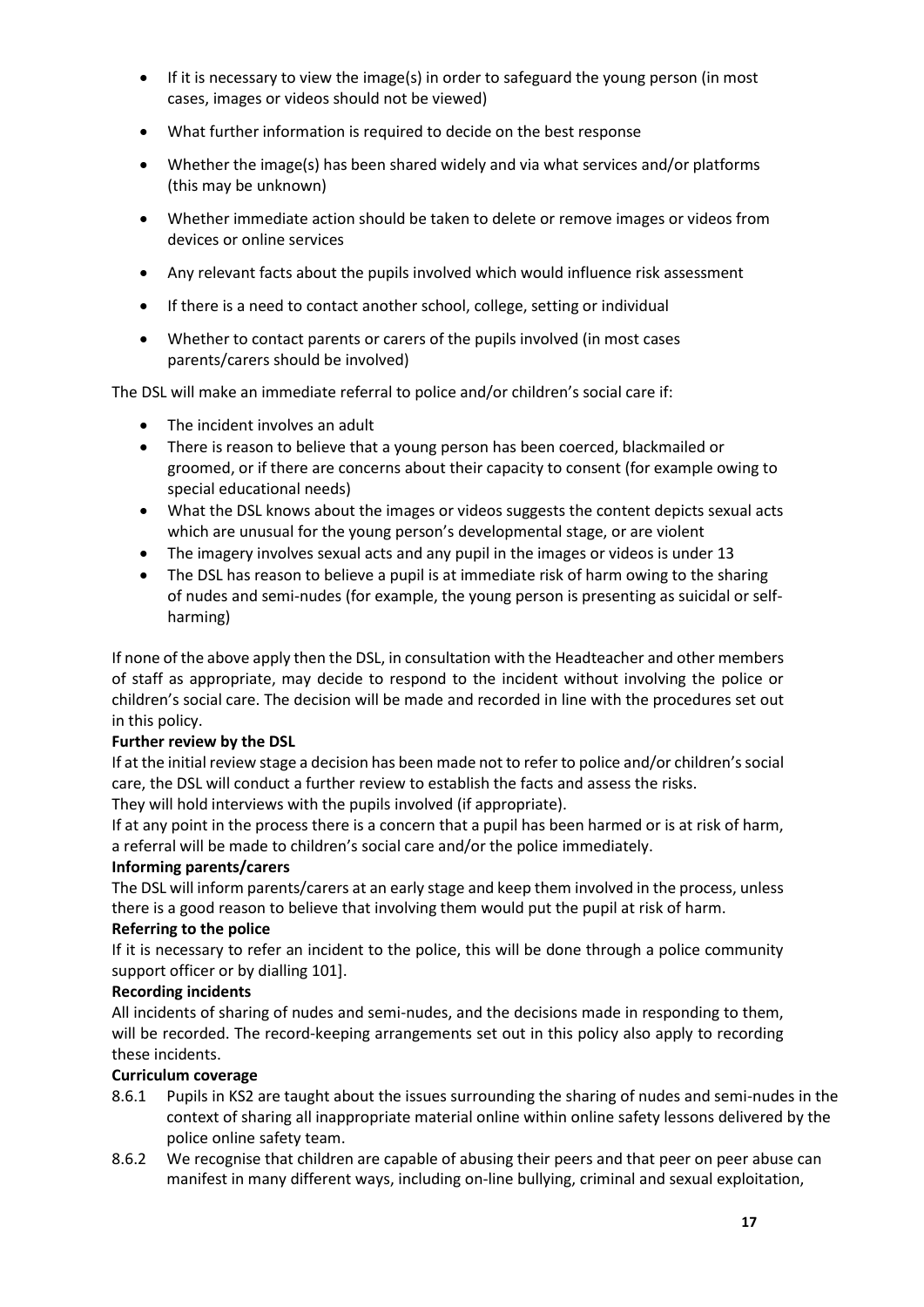- If it is necessary to view the image(s) in order to safeguard the young person (in most cases, images or videos should not be viewed)
- What further information is required to decide on the best response
- Whether the image(s) has been shared widely and via what services and/or platforms (this may be unknown)
- Whether immediate action should be taken to delete or remove images or videos from devices or online services
- Any relevant facts about the pupils involved which would influence risk assessment
- If there is a need to contact another school, college, setting or individual
- Whether to contact parents or carers of the pupils involved (in most cases parents/carers should be involved)

The DSL will make an immediate referral to police and/or children's social care if:

- The incident involves an adult
- There is reason to believe that a young person has been coerced, blackmailed or groomed, or if there are concerns about their capacity to consent (for example owing to special educational needs)
- What the DSL knows about the images or videos suggests the content depicts sexual acts which are unusual for the young person's developmental stage, or are violent
- The imagery involves sexual acts and any pupil in the images or videos is under 13
- The DSL has reason to believe a pupil is at immediate risk of harm owing to the sharing of nudes and semi-nudes (for example, the young person is presenting as suicidal or self-harming)

If none of the above apply then the DSL, in consultation with the Headteacher and other members of staff as appropriate, may decide to respond to the incident without involving the police or children's social care. The decision will be made and recorded in line with the procedures set out in this policy.

**Further review by the DSL**

If at the initial review stage a decision has been made not to refer to police and/or children's social care, the DSL will conduct a further review to establish the facts and assess the risks.

They will hold interviews with the pupils involved (if appropriate).

If at any point in the process there is a concern that a pupil has been harmed or is at risk of harm, a referral will be made to children's social care and/or the police immediately.

**Informing parents/carers**

The DSL will inform parents/carers at an early stage and keep them involved in the process, unless there is a good reason to believe that involving them would put the pupil at risk of harm.

**Referring to the police**

If it is necessary to refer an incident to the police, this will be done through a police community support officer or by dialling 101].

**Recording incidents**

All incidents of sharing of nudes and semi-nudes, and the decisions made in responding to them, will be recorded. The record-keeping arrangements set out in this policy also apply to recording these incidents.

**Curriculum coverage**

8.6.1 Pupils in KS2 are taught about the issues surrounding the sharing of nudes and semi-nudes in the context of sharing all inappropriate material online within online safety lessons delivered by the police online safety team.

8.6.2 We recognise that children are capable of abusing their peers and that peer on peer abuse can manifest in many different ways, including on-line bullying, criminal and sexual exploitation,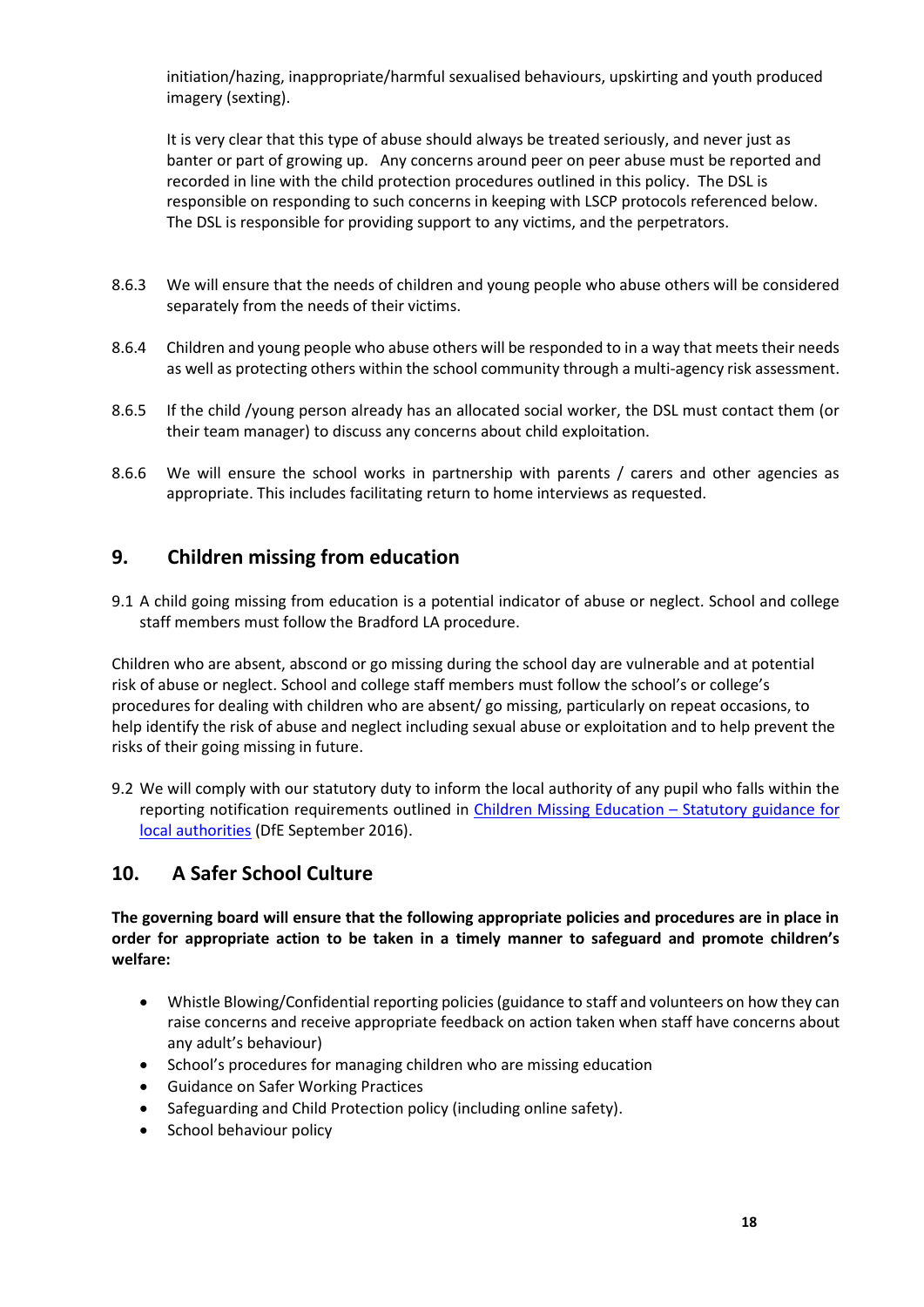initiation/hazing, inappropriate/harmful sexualised behaviours, upskirting and youth produced imagery (sexting).

It is very clear that this type of abuse should always be treated seriously, and never just as banter or part of growing up. Any concerns around peer on peer abuse must be reported and recorded in line with the child protection procedures outlined in this policy. The DSL is responsible on responding to such concerns in keeping with LSCP protocols referenced below. The DSL is responsible for providing support to any victims, and the perpetrators.

8.6.3 We will ensure that the needs of children and young people who abuse others will be considered separately from the needs of their victims.

8.6.4 Children and young people who abuse others will be responded to in a way that meets their needs as well as protecting others within the school community through a multi-agency risk assessment.

8.6.5 If the child /young person already has an allocated social worker, the DSL must contact them (or their team manager) to discuss any concerns about child exploitation.

8.6.6 We will ensure the school works in partnership with parents / carers and other agencies as appropriate. This includes facilitating return to home interviews as requested.

## 9. Children missing from education

9.1 A child going missing from education is a potential indicator of abuse or neglect. School and college staff members must follow the Bradford LA procedure.

Children who are absent, abscond or go missing during the school day are vulnerable and at potential risk of abuse or neglect. School and college staff members must follow the school's or college's procedures for dealing with children who are absent/ go missing, particularly on repeat occasions, to help identify the risk of abuse and neglect including sexual abuse or exploitation and to help prevent the risks of their going missing in future.

9.2 We will comply with our statutory duty to inform the local authority of any pupil who falls within the reporting notification requirements outlined in Children Missing Education – Statutory guidance for local authorities (DfE September 2016).

## 10. A Safer School Culture

**The governing board will ensure that the following appropriate policies and procedures are in place in order for appropriate action to be taken in a timely manner to safeguard and promote children's welfare:**

- Whistle Blowing/Confidential reporting policies (guidance to staff and volunteers on how they can raise concerns and receive appropriate feedback on action taken when staff have concerns about any adult's behaviour)
- School's procedures for managing children who are missing education
- Guidance on Safer Working Practices
- Safeguarding and Child Protection policy (including online safety).
- School behaviour policy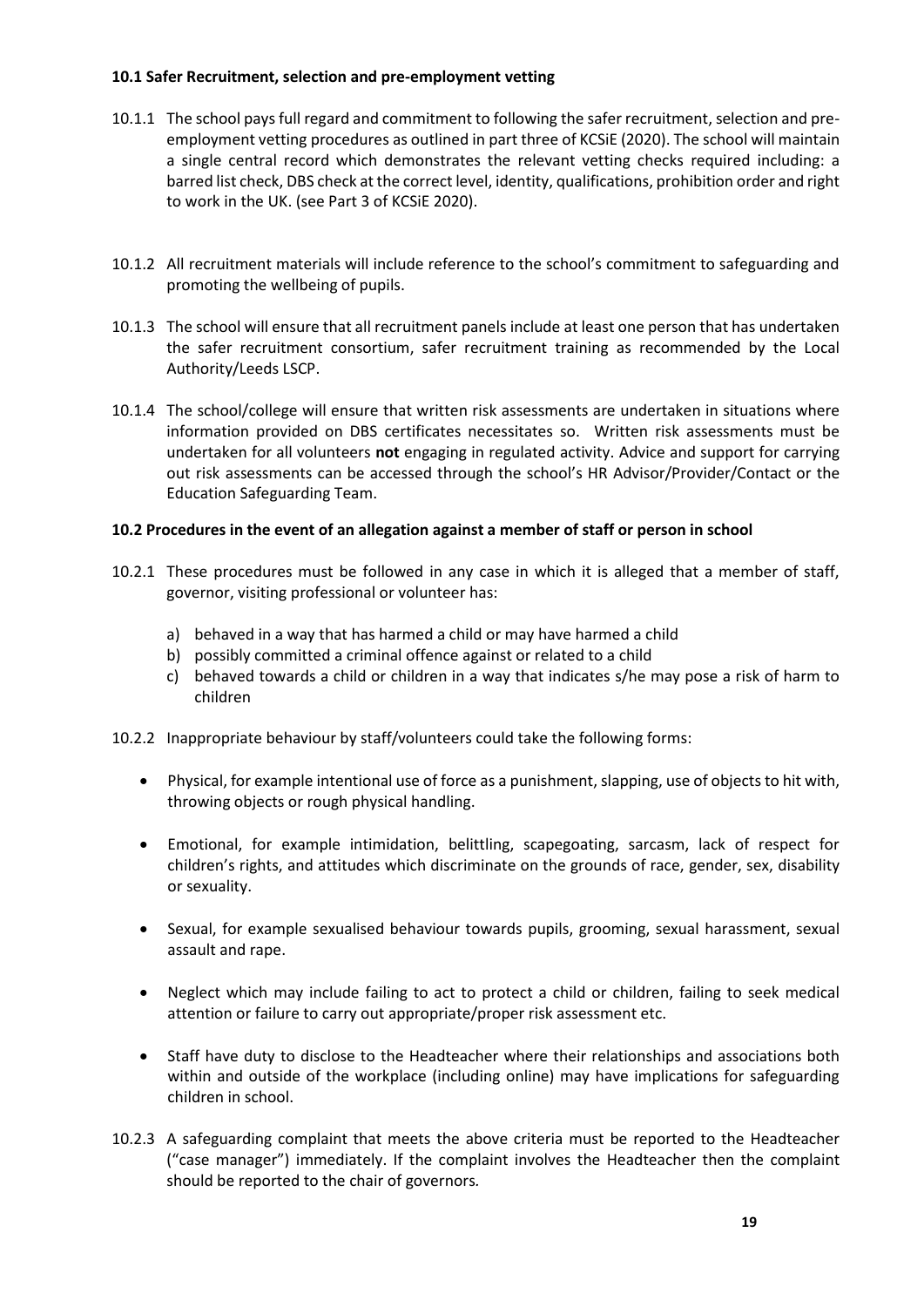**10.1 Safer Recruitment, selection and pre-employment vetting**

10.1.1 The school pays full regard and commitment to following the safer recruitment, selection and pre-employment vetting procedures as outlined in part three of KCSiE (2020). The school will maintain a single central record which demonstrates the relevant vetting checks required including: a barred list check, DBS check at the correct level, identity, qualifications, prohibition order and right to work in the UK. (see Part 3 of KCSiE 2020).

10.1.2 All recruitment materials will include reference to the school's commitment to safeguarding and promoting the wellbeing of pupils.

10.1.3 The school will ensure that all recruitment panels include at least one person that has undertaken the safer recruitment consortium, safer recruitment training as recommended by the Local Authority/Leeds LSCP.

10.1.4 The school/college will ensure that written risk assessments are undertaken in situations where information provided on DBS certificates necessitates so. Written risk assessments must be undertaken for all volunteers **not** engaging in regulated activity. Advice and support for carrying out risk assessments can be accessed through the school's HR Advisor/Provider/Contact or the Education Safeguarding Team.

**10.2 Procedures in the event of an allegation against a member of staff or person in school**

10.2.1 These procedures must be followed in any case in which it is alleged that a member of staff, governor, visiting professional or volunteer has:

a) behaved in a way that has harmed a child or may have harmed a child
b) possibly committed a criminal offence against or related to a child
c) behaved towards a child or children in a way that indicates s/he may pose a risk of harm to children

10.2.2 Inappropriate behaviour by staff/volunteers could take the following forms:

- Physical, for example intentional use of force as a punishment, slapping, use of objects to hit with, throwing objects or rough physical handling.
- Emotional, for example intimidation, belittling, scapegoating, sarcasm, lack of respect for children's rights, and attitudes which discriminate on the grounds of race, gender, sex, disability or sexuality.
- Sexual, for example sexualised behaviour towards pupils, grooming, sexual harassment, sexual assault and rape.
- Neglect which may include failing to act to protect a child or children, failing to seek medical attention or failure to carry out appropriate/proper risk assessment etc.
- Staff have duty to disclose to the Headteacher where their relationships and associations both within and outside of the workplace (including online) may have implications for safeguarding children in school.

10.2.3 A safeguarding complaint that meets the above criteria must be reported to the Headteacher ("case manager") immediately. If the complaint involves the Headteacher then the complaint should be reported to the chair of governors.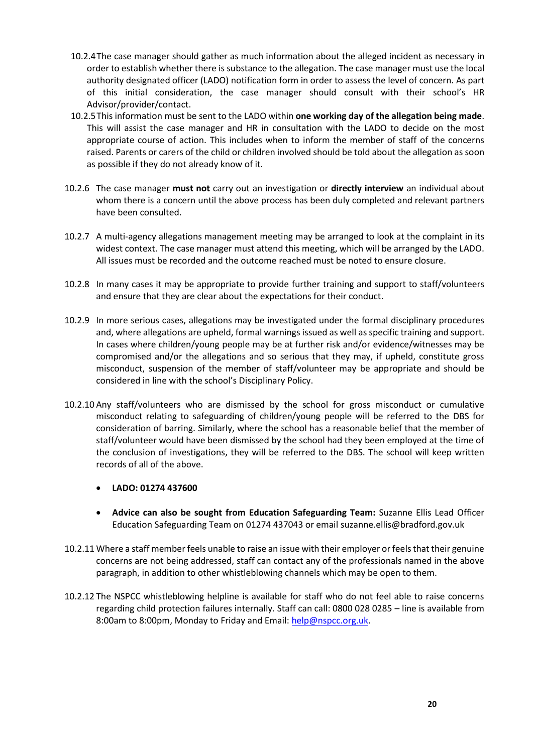10.2.4 The case manager should gather as much information about the alleged incident as necessary in order to establish whether there is substance to the allegation. The case manager must use the local authority designated officer (LADO) notification form in order to assess the level of concern. As part of this initial consideration, the case manager should consult with their school's HR Advisor/provider/contact.

10.2.5 This information must be sent to the LADO within **one working day of the allegation being made**. This will assist the case manager and HR in consultation with the LADO to decide on the most appropriate course of action. This includes when to inform the member of staff of the concerns raised. Parents or carers of the child or children involved should be told about the allegation as soon as possible if they do not already know of it.

10.2.6 The case manager **must not** carry out an investigation or **directly interview** an individual about whom there is a concern until the above process has been duly completed and relevant partners have been consulted.

10.2.7 A multi-agency allegations management meeting may be arranged to look at the complaint in its widest context. The case manager must attend this meeting, which will be arranged by the LADO. All issues must be recorded and the outcome reached must be noted to ensure closure.

10.2.8 In many cases it may be appropriate to provide further training and support to staff/volunteers and ensure that they are clear about the expectations for their conduct.

10.2.9 In more serious cases, allegations may be investigated under the formal disciplinary procedures and, where allegations are upheld, formal warnings issued as well as specific training and support. In cases where children/young people may be at further risk and/or evidence/witnesses may be compromised and/or the allegations and so serious that they may, if upheld, constitute gross misconduct, suspension of the member of staff/volunteer may be appropriate and should be considered in line with the school's Disciplinary Policy.

10.2.10 Any staff/volunteers who are dismissed by the school for gross misconduct or cumulative misconduct relating to safeguarding of children/young people will be referred to the DBS for consideration of barring. Similarly, where the school has a reasonable belief that the member of staff/volunteer would have been dismissed by the school had they been employed at the time of the conclusion of investigations, they will be referred to the DBS. The school will keep written records of all of the above.

- **LADO: 01274 437600**
- **Advice can also be sought from Education Safeguarding Team:** Suzanne Ellis Lead Officer Education Safeguarding Team on 01274 437043 or email suzanne.ellis@bradford.gov.uk

10.2.11 Where a staff member feels unable to raise an issue with their employer or feels that their genuine concerns are not being addressed, staff can contact any of the professionals named in the above paragraph, in addition to other whistleblowing channels which may be open to them.

10.2.12 The NSPCC whistleblowing helpline is available for staff who do not feel able to raise concerns regarding child protection failures internally. Staff can call: 0800 028 0285 – line is available from 8:00am to 8:00pm, Monday to Friday and Email: help@nspcc.org.uk.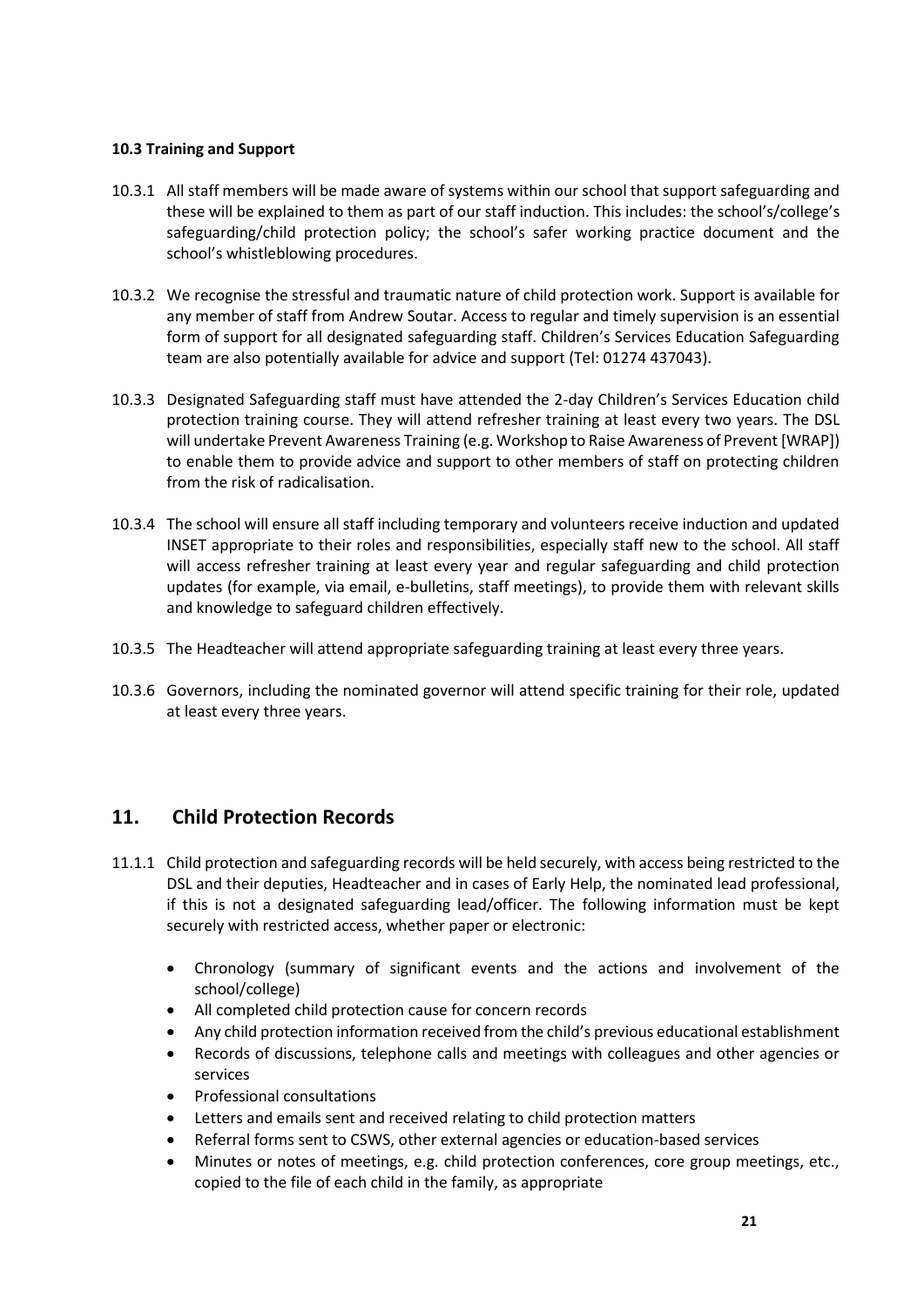**10.3 Training and Support**

10.3.1 All staff members will be made aware of systems within our school that support safeguarding and these will be explained to them as part of our staff induction. This includes: the school's/college's safeguarding/child protection policy; the school's safer working practice document and the school's whistleblowing procedures.

10.3.2 We recognise the stressful and traumatic nature of child protection work. Support is available for any member of staff from Andrew Soutar. Access to regular and timely supervision is an essential form of support for all designated safeguarding staff. Children's Services Education Safeguarding team are also potentially available for advice and support (Tel: 01274 437043).

10.3.3 Designated Safeguarding staff must have attended the 2-day Children's Services Education child protection training course. They will attend refresher training at least every two years. The DSL will undertake Prevent Awareness Training (e.g. Workshop to Raise Awareness of Prevent [WRAP]) to enable them to provide advice and support to other members of staff on protecting children from the risk of radicalisation.

10.3.4 The school will ensure all staff including temporary and volunteers receive induction and updated INSET appropriate to their roles and responsibilities, especially staff new to the school. All staff will access refresher training at least every year and regular safeguarding and child protection updates (for example, via email, e-bulletins, staff meetings), to provide them with relevant skills and knowledge to safeguard children effectively.

10.3.5 The Headteacher will attend appropriate safeguarding training at least every three years.

10.3.6 Governors, including the nominated governor will attend specific training for their role, updated at least every three years.

## 11. Child Protection Records

11.1.1 Child protection and safeguarding records will be held securely, with access being restricted to the DSL and their deputies, Headteacher and in cases of Early Help, the nominated lead professional, if this is not a designated safeguarding lead/officer. The following information must be kept securely with restricted access, whether paper or electronic:

- Chronology (summary of significant events and the actions and involvement of the school/college)
- All completed child protection cause for concern records
- Any child protection information received from the child's previous educational establishment
- Records of discussions, telephone calls and meetings with colleagues and other agencies or services
- Professional consultations
- Letters and emails sent and received relating to child protection matters
- Referral forms sent to CSWS, other external agencies or education-based services
- Minutes or notes of meetings, e.g. child protection conferences, core group meetings, etc., copied to the file of each child in the family, as appropriate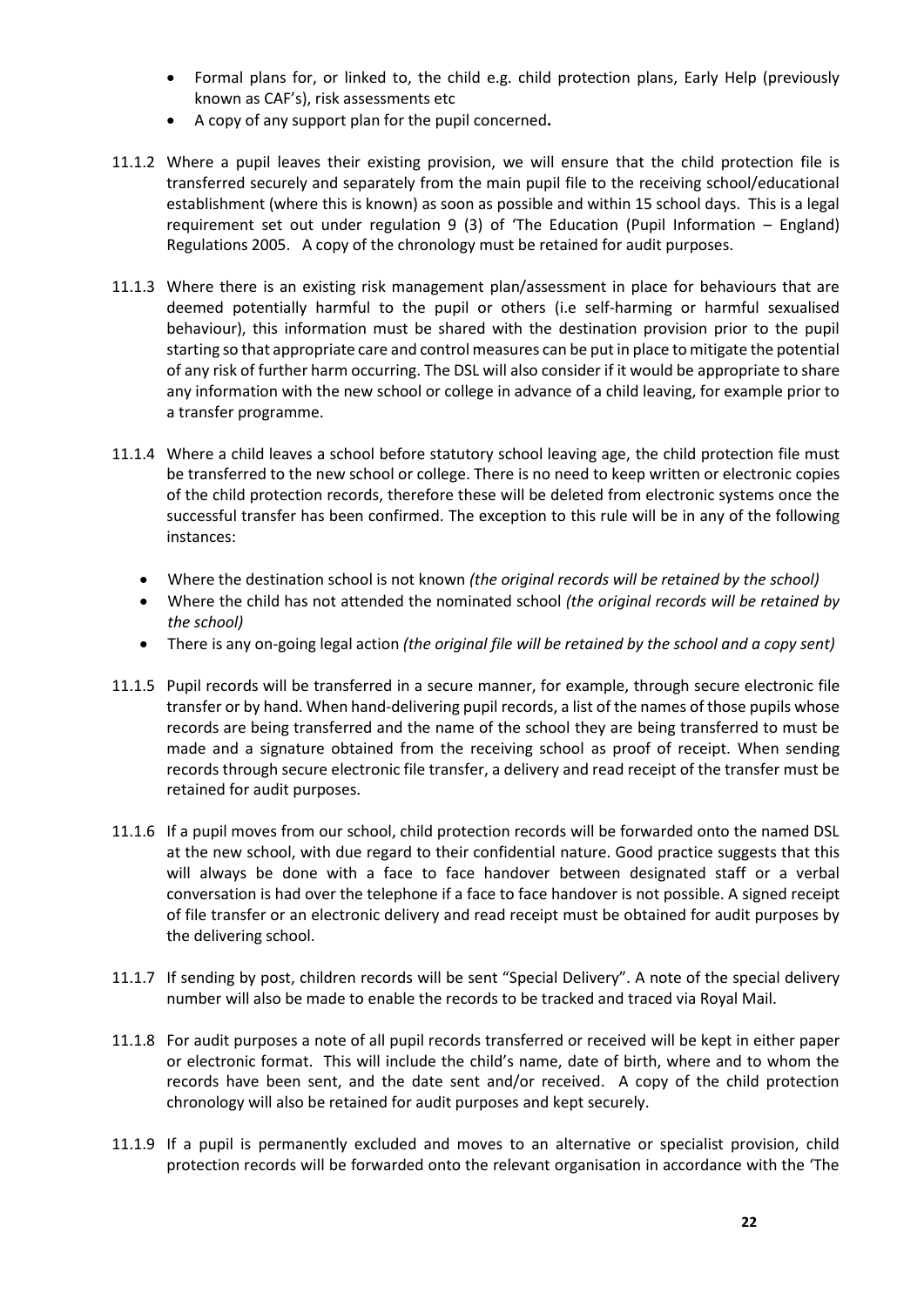- Formal plans for, or linked to, the child e.g. child protection plans, Early Help (previously known as CAF's), risk assessments etc
- A copy of any support plan for the pupil concerned**.**

11.1.2 Where a pupil leaves their existing provision, we will ensure that the child protection file is transferred securely and separately from the main pupil file to the receiving school/educational establishment (where this is known) as soon as possible and within 15 school days. This is a legal requirement set out under regulation 9 (3) of 'The Education (Pupil Information – England) Regulations 2005. A copy of the chronology must be retained for audit purposes.

11.1.3 Where there is an existing risk management plan/assessment in place for behaviours that are deemed potentially harmful to the pupil or others (i.e self-harming or harmful sexualised behaviour), this information must be shared with the destination provision prior to the pupil starting so that appropriate care and control measures can be put in place to mitigate the potential of any risk of further harm occurring. The DSL will also consider if it would be appropriate to share any information with the new school or college in advance of a child leaving, for example prior to a transfer programme.

11.1.4 Where a child leaves a school before statutory school leaving age, the child protection file must be transferred to the new school or college. There is no need to keep written or electronic copies of the child protection records, therefore these will be deleted from electronic systems once the successful transfer has been confirmed. The exception to this rule will be in any of the following instances:

- Where the destination school is not known *(the original records will be retained by the school)*
- Where the child has not attended the nominated school *(the original records will be retained by the school)*
- There is any on-going legal action *(the original file will be retained by the school and a copy sent)*

11.1.5 Pupil records will be transferred in a secure manner, for example, through secure electronic file transfer or by hand. When hand-delivering pupil records, a list of the names of those pupils whose records are being transferred and the name of the school they are being transferred to must be made and a signature obtained from the receiving school as proof of receipt. When sending records through secure electronic file transfer, a delivery and read receipt of the transfer must be retained for audit purposes.

11.1.6 If a pupil moves from our school, child protection records will be forwarded onto the named DSL at the new school, with due regard to their confidential nature. Good practice suggests that this will always be done with a face to face handover between designated staff or a verbal conversation is had over the telephone if a face to face handover is not possible. A signed receipt of file transfer or an electronic delivery and read receipt must be obtained for audit purposes by the delivering school.

11.1.7 If sending by post, children records will be sent "Special Delivery". A note of the special delivery number will also be made to enable the records to be tracked and traced via Royal Mail.

11.1.8 For audit purposes a note of all pupil records transferred or received will be kept in either paper or electronic format. This will include the child's name, date of birth, where and to whom the records have been sent, and the date sent and/or received. A copy of the child protection chronology will also be retained for audit purposes and kept securely.

11.1.9 If a pupil is permanently excluded and moves to an alternative or specialist provision, child protection records will be forwarded onto the relevant organisation in accordance with the 'The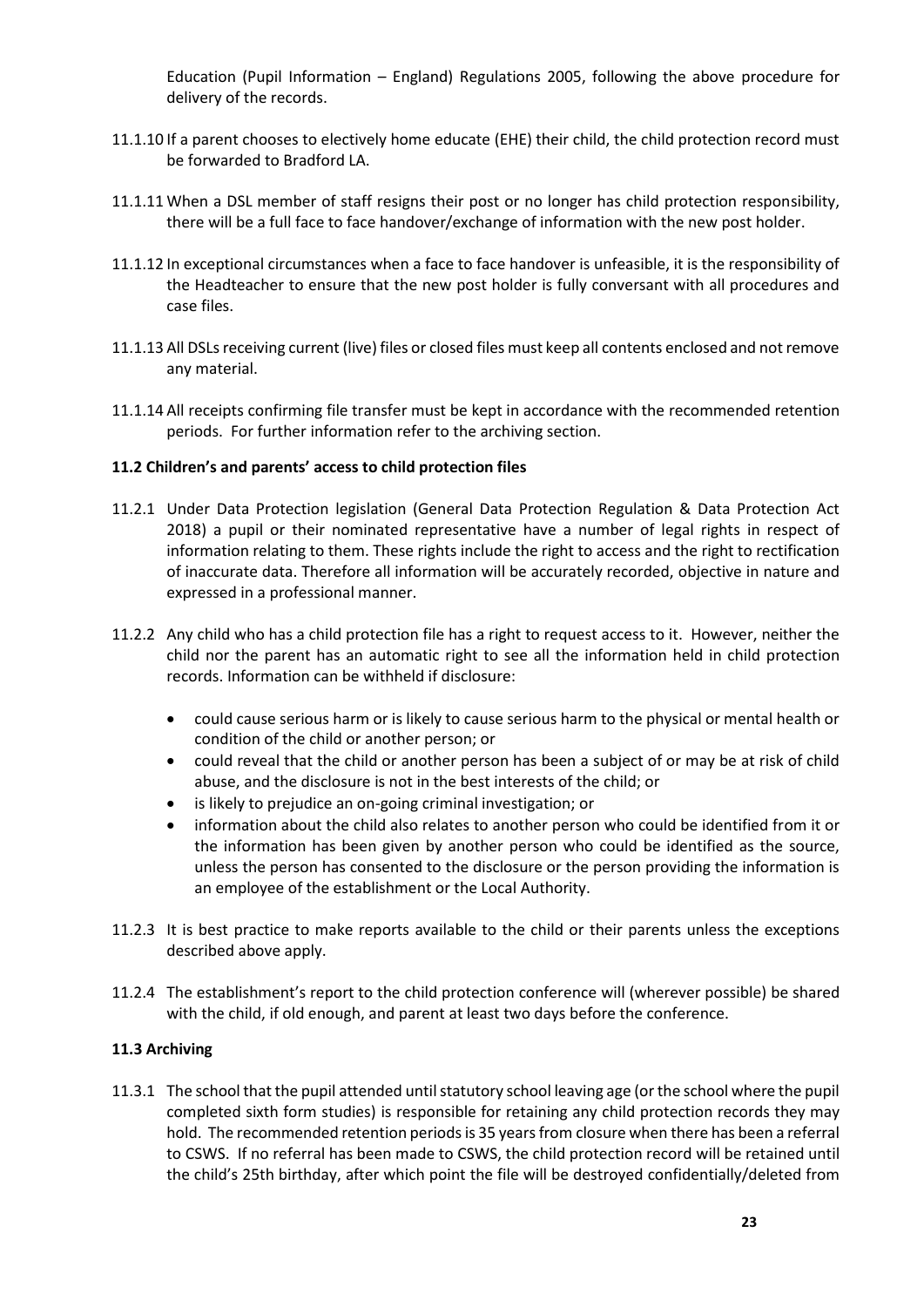Education (Pupil Information – England) Regulations 2005, following the above procedure for delivery of the records.

11.1.10 If a parent chooses to electively home educate (EHE) their child, the child protection record must be forwarded to Bradford LA.

11.1.11 When a DSL member of staff resigns their post or no longer has child protection responsibility, there will be a full face to face handover/exchange of information with the new post holder.

11.1.12 In exceptional circumstances when a face to face handover is unfeasible, it is the responsibility of the Headteacher to ensure that the new post holder is fully conversant with all procedures and case files.

11.1.13 All DSLs receiving current (live) files or closed files must keep all contents enclosed and not remove any material.

11.1.14 All receipts confirming file transfer must be kept in accordance with the recommended retention periods. For further information refer to the archiving section.

**11.2 Children's and parents' access to child protection files**

11.2.1 Under Data Protection legislation (General Data Protection Regulation & Data Protection Act 2018) a pupil or their nominated representative have a number of legal rights in respect of information relating to them. These rights include the right to access and the right to rectification of inaccurate data. Therefore all information will be accurately recorded, objective in nature and expressed in a professional manner.

11.2.2 Any child who has a child protection file has a right to request access to it. However, neither the child nor the parent has an automatic right to see all the information held in child protection records. Information can be withheld if disclosure:

- could cause serious harm or is likely to cause serious harm to the physical or mental health or condition of the child or another person; or
- could reveal that the child or another person has been a subject of or may be at risk of child abuse, and the disclosure is not in the best interests of the child; or
- is likely to prejudice an on-going criminal investigation; or
- information about the child also relates to another person who could be identified from it or the information has been given by another person who could be identified as the source, unless the person has consented to the disclosure or the person providing the information is an employee of the establishment or the Local Authority.

11.2.3 It is best practice to make reports available to the child or their parents unless the exceptions described above apply.

11.2.4 The establishment's report to the child protection conference will (wherever possible) be shared with the child, if old enough, and parent at least two days before the conference.

**11.3 Archiving**

11.3.1 The school that the pupil attended until statutory school leaving age (or the school where the pupil completed sixth form studies) is responsible for retaining any child protection records they may hold. The recommended retention periods is 35 years from closure when there has been a referral to CSWS. If no referral has been made to CSWS, the child protection record will be retained until the child's 25th birthday, after which point the file will be destroyed confidentially/deleted from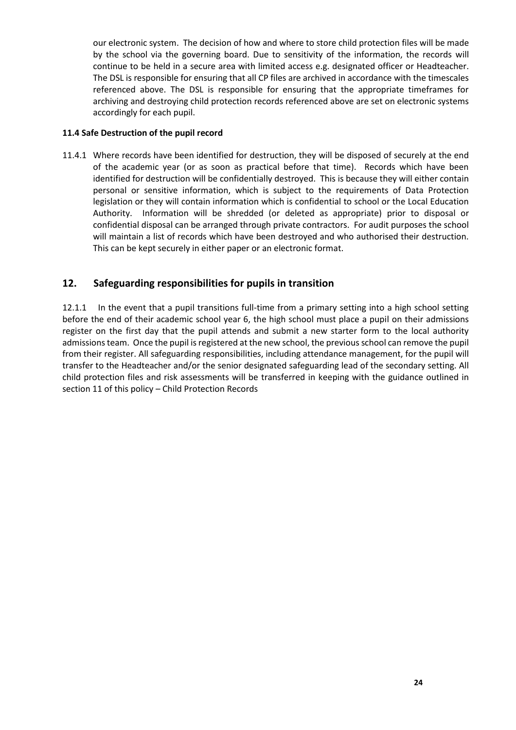our electronic system. The decision of how and where to store child protection files will be made by the school via the governing board. Due to sensitivity of the information, the records will continue to be held in a secure area with limited access e.g. designated officer or Headteacher. The DSL is responsible for ensuring that all CP files are archived in accordance with the timescales referenced above. The DSL is responsible for ensuring that the appropriate timeframes for archiving and destroying child protection records referenced above are set on electronic systems accordingly for each pupil.

**11.4 Safe Destruction of the pupil record**

11.4.1 Where records have been identified for destruction, they will be disposed of securely at the end of the academic year (or as soon as practical before that time). Records which have been identified for destruction will be confidentially destroyed. This is because they will either contain personal or sensitive information, which is subject to the requirements of Data Protection legislation or they will contain information which is confidential to school or the Local Education Authority. Information will be shredded (or deleted as appropriate) prior to disposal or confidential disposal can be arranged through private contractors. For audit purposes the school will maintain a list of records which have been destroyed and who authorised their destruction. This can be kept securely in either paper or an electronic format.

## 12. Safeguarding responsibilities for pupils in transition

12.1.1 In the event that a pupil transitions full-time from a primary setting into a high school setting before the end of their academic school year 6, the high school must place a pupil on their admissions register on the first day that the pupil attends and submit a new starter form to the local authority admissions team. Once the pupil is registered at the new school, the previous school can remove the pupil from their register. All safeguarding responsibilities, including attendance management, for the pupil will transfer to the Headteacher and/or the senior designated safeguarding lead of the secondary setting. All child protection files and risk assessments will be transferred in keeping with the guidance outlined in section 11 of this policy – Child Protection Records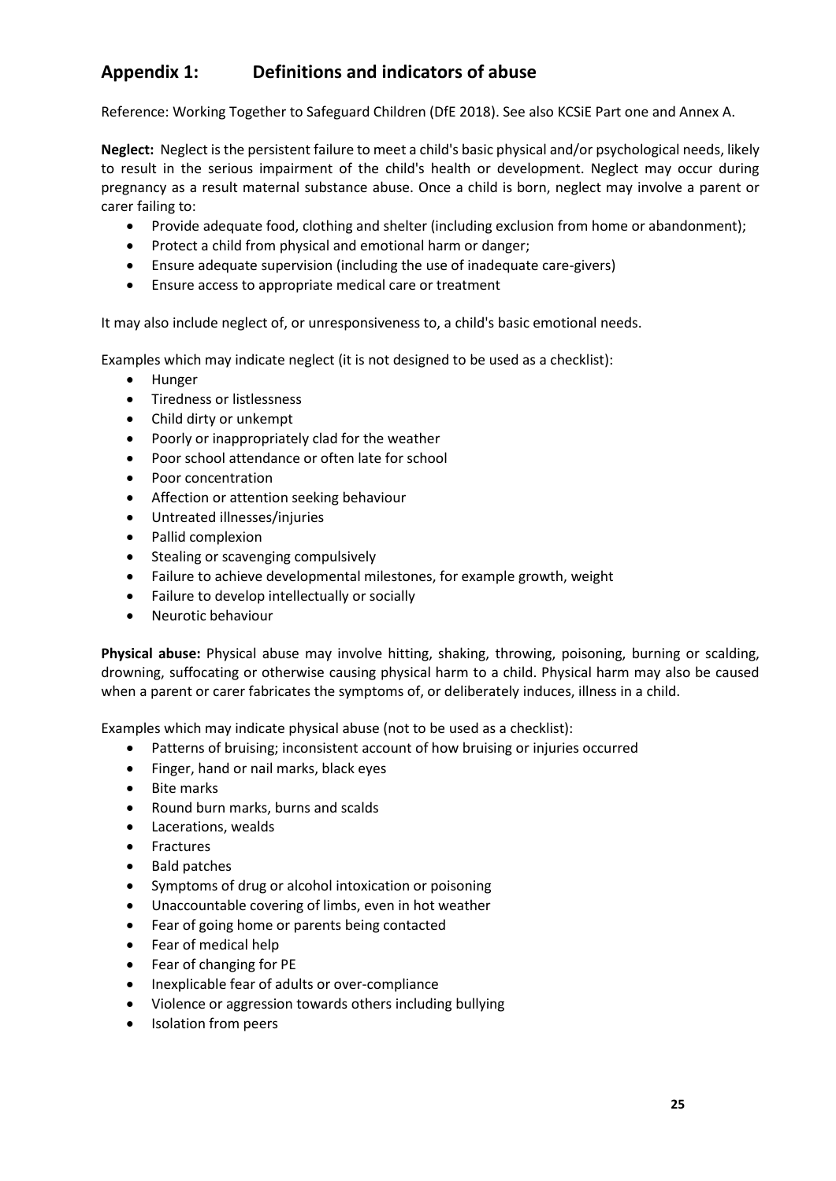## Appendix 1: Definitions and indicators of abuse

Reference: Working Together to Safeguard Children (DfE 2018). See also KCSiE Part one and Annex A.

**Neglect:** Neglect is the persistent failure to meet a child's basic physical and/or psychological needs, likely to result in the serious impairment of the child's health or development. Neglect may occur during pregnancy as a result maternal substance abuse. Once a child is born, neglect may involve a parent or carer failing to:

- Provide adequate food, clothing and shelter (including exclusion from home or abandonment);
- Protect a child from physical and emotional harm or danger;
- Ensure adequate supervision (including the use of inadequate care-givers)
- Ensure access to appropriate medical care or treatment

It may also include neglect of, or unresponsiveness to, a child's basic emotional needs.

Examples which may indicate neglect (it is not designed to be used as a checklist):

- Hunger
- Tiredness or listlessness
- Child dirty or unkempt
- Poorly or inappropriately clad for the weather
- Poor school attendance or often late for school
- Poor concentration
- Affection or attention seeking behaviour
- Untreated illnesses/injuries
- Pallid complexion
- Stealing or scavenging compulsively
- Failure to achieve developmental milestones, for example growth, weight
- Failure to develop intellectually or socially
- Neurotic behaviour

**Physical abuse:** Physical abuse may involve hitting, shaking, throwing, poisoning, burning or scalding, drowning, suffocating or otherwise causing physical harm to a child. Physical harm may also be caused when a parent or carer fabricates the symptoms of, or deliberately induces, illness in a child.

Examples which may indicate physical abuse (not to be used as a checklist):

- Patterns of bruising; inconsistent account of how bruising or injuries occurred
- Finger, hand or nail marks, black eyes
- Bite marks
- Round burn marks, burns and scalds
- Lacerations, wealds
- Fractures
- Bald patches
- Symptoms of drug or alcohol intoxication or poisoning
- Unaccountable covering of limbs, even in hot weather
- Fear of going home or parents being contacted
- Fear of medical help
- Fear of changing for PE
- Inexplicable fear of adults or over-compliance
- Violence or aggression towards others including bullying
- Isolation from peers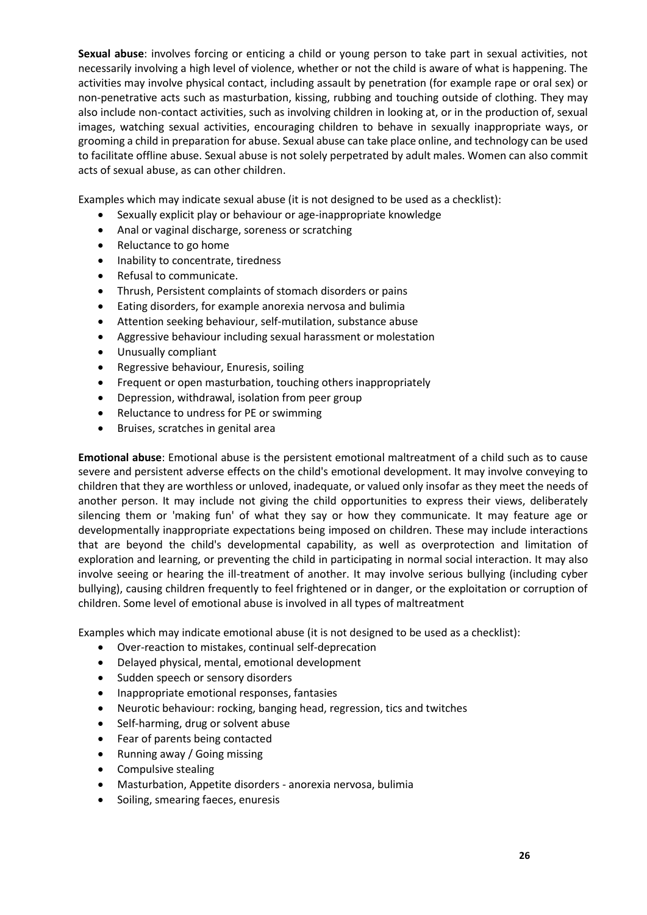**Sexual abuse**: involves forcing or enticing a child or young person to take part in sexual activities, not necessarily involving a high level of violence, whether or not the child is aware of what is happening. The activities may involve physical contact, including assault by penetration (for example rape or oral sex) or non-penetrative acts such as masturbation, kissing, rubbing and touching outside of clothing. They may also include non-contact activities, such as involving children in looking at, or in the production of, sexual images, watching sexual activities, encouraging children to behave in sexually inappropriate ways, or grooming a child in preparation for abuse. Sexual abuse can take place online, and technology can be used to facilitate offline abuse. Sexual abuse is not solely perpetrated by adult males. Women can also commit acts of sexual abuse, as can other children.

Examples which may indicate sexual abuse (it is not designed to be used as a checklist):

- Sexually explicit play or behaviour or age-inappropriate knowledge
- Anal or vaginal discharge, soreness or scratching
- Reluctance to go home
- Inability to concentrate, tiredness
- Refusal to communicate.
- Thrush, Persistent complaints of stomach disorders or pains
- Eating disorders, for example anorexia nervosa and bulimia
- Attention seeking behaviour, self-mutilation, substance abuse
- Aggressive behaviour including sexual harassment or molestation
- Unusually compliant
- Regressive behaviour, Enuresis, soiling
- Frequent or open masturbation, touching others inappropriately
- Depression, withdrawal, isolation from peer group
- Reluctance to undress for PE or swimming
- Bruises, scratches in genital area

**Emotional abuse**: Emotional abuse is the persistent emotional maltreatment of a child such as to cause severe and persistent adverse effects on the child's emotional development. It may involve conveying to children that they are worthless or unloved, inadequate, or valued only insofar as they meet the needs of another person. It may include not giving the child opportunities to express their views, deliberately silencing them or 'making fun' of what they say or how they communicate. It may feature age or developmentally inappropriate expectations being imposed on children. These may include interactions that are beyond the child's developmental capability, as well as overprotection and limitation of exploration and learning, or preventing the child in participating in normal social interaction. It may also involve seeing or hearing the ill-treatment of another. It may involve serious bullying (including cyber bullying), causing children frequently to feel frightened or in danger, or the exploitation or corruption of children. Some level of emotional abuse is involved in all types of maltreatment

Examples which may indicate emotional abuse (it is not designed to be used as a checklist):

- Over-reaction to mistakes, continual self-deprecation
- Delayed physical, mental, emotional development
- Sudden speech or sensory disorders
- Inappropriate emotional responses, fantasies
- Neurotic behaviour: rocking, banging head, regression, tics and twitches
- Self-harming, drug or solvent abuse
- Fear of parents being contacted
- Running away / Going missing
- Compulsive stealing
- Masturbation, Appetite disorders - anorexia nervosa, bulimia
- Soiling, smearing faeces, enuresis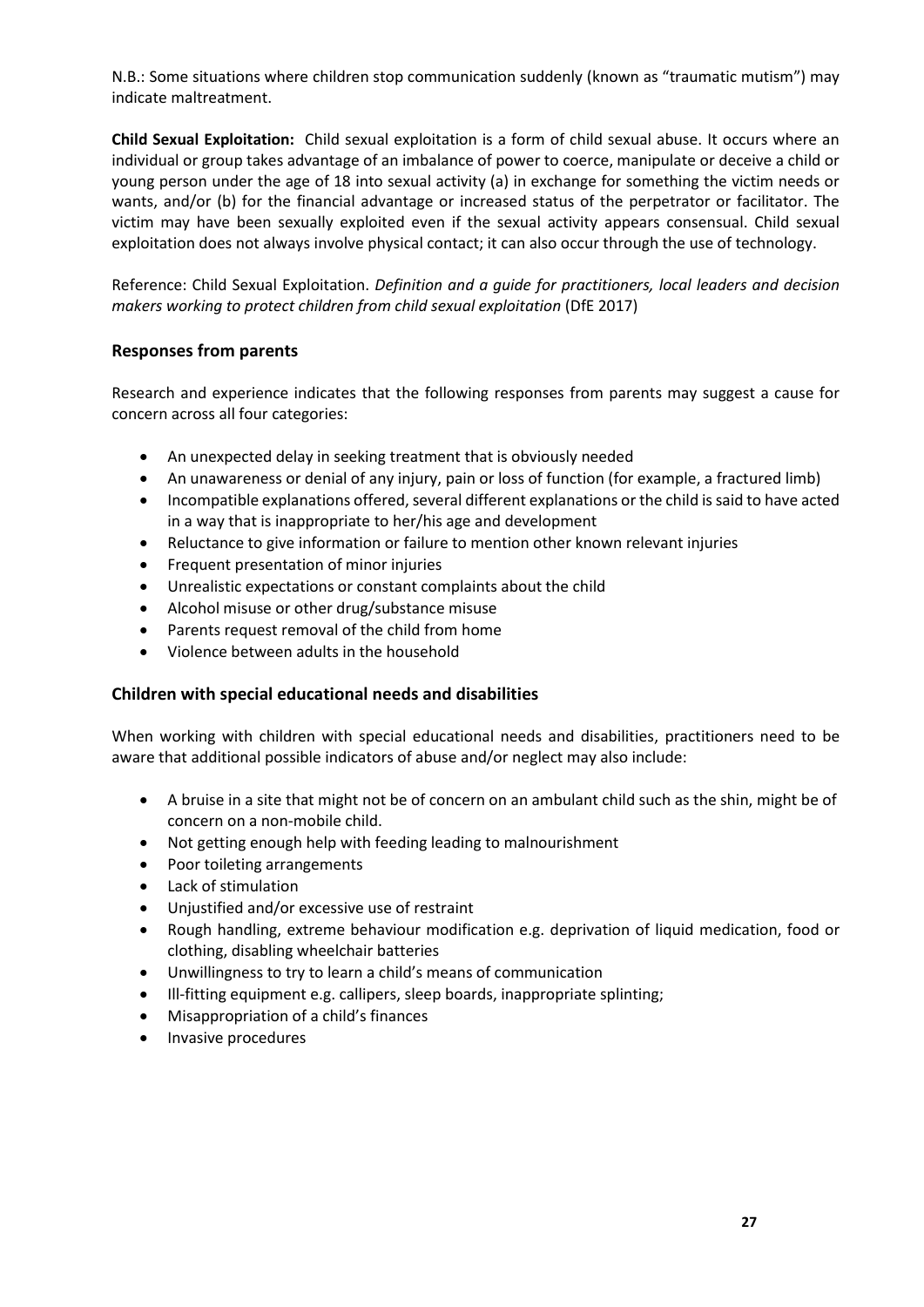N.B.: Some situations where children stop communication suddenly (known as "traumatic mutism") may indicate maltreatment.

**Child Sexual Exploitation:** Child sexual exploitation is a form of child sexual abuse. It occurs where an individual or group takes advantage of an imbalance of power to coerce, manipulate or deceive a child or young person under the age of 18 into sexual activity (a) in exchange for something the victim needs or wants, and/or (b) for the financial advantage or increased status of the perpetrator or facilitator. The victim may have been sexually exploited even if the sexual activity appears consensual. Child sexual exploitation does not always involve physical contact; it can also occur through the use of technology.

Reference: Child Sexual Exploitation. *Definition and a guide for practitioners, local leaders and decision makers working to protect children from child sexual exploitation* (DfE 2017)

## Responses from parents

Research and experience indicates that the following responses from parents may suggest a cause for concern across all four categories:

- An unexpected delay in seeking treatment that is obviously needed
- An unawareness or denial of any injury, pain or loss of function (for example, a fractured limb)
- Incompatible explanations offered, several different explanations or the child is said to have acted in a way that is inappropriate to her/his age and development
- Reluctance to give information or failure to mention other known relevant injuries
- Frequent presentation of minor injuries
- Unrealistic expectations or constant complaints about the child
- Alcohol misuse or other drug/substance misuse
- Parents request removal of the child from home
- Violence between adults in the household

## Children with special educational needs and disabilities

When working with children with special educational needs and disabilities, practitioners need to be aware that additional possible indicators of abuse and/or neglect may also include:

- A bruise in a site that might not be of concern on an ambulant child such as the shin, might be of concern on a non-mobile child.
- Not getting enough help with feeding leading to malnourishment
- Poor toileting arrangements
- Lack of stimulation
- Unjustified and/or excessive use of restraint
- Rough handling, extreme behaviour modification e.g. deprivation of liquid medication, food or clothing, disabling wheelchair batteries
- Unwillingness to try to learn a child's means of communication
- Ill-fitting equipment e.g. callipers, sleep boards, inappropriate splinting;
- Misappropriation of a child's finances
- Invasive procedures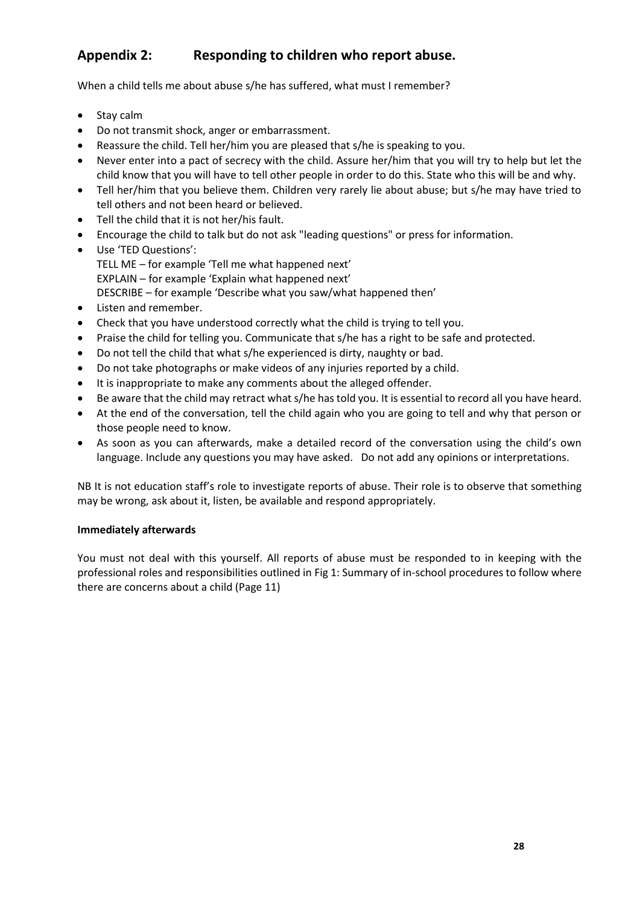## Appendix 2: Responding to children who report abuse.

When a child tells me about abuse s/he has suffered, what must I remember?

- Stay calm
- Do not transmit shock, anger or embarrassment.
- Reassure the child. Tell her/him you are pleased that s/he is speaking to you.
- Never enter into a pact of secrecy with the child. Assure her/him that you will try to help but let the child know that you will have to tell other people in order to do this. State who this will be and why.
- Tell her/him that you believe them. Children very rarely lie about abuse; but s/he may have tried to tell others and not been heard or believed.
- Tell the child that it is not her/his fault.
- Encourage the child to talk but do not ask "leading questions" or press for information.
- Use 'TED Questions':
  TELL ME – for example 'Tell me what happened next'
  EXPLAIN – for example 'Explain what happened next'
  DESCRIBE – for example 'Describe what you saw/what happened then'
- Listen and remember.
- Check that you have understood correctly what the child is trying to tell you.
- Praise the child for telling you. Communicate that s/he has a right to be safe and protected.
- Do not tell the child that what s/he experienced is dirty, naughty or bad.
- Do not take photographs or make videos of any injuries reported by a child.
- It is inappropriate to make any comments about the alleged offender.
- Be aware that the child may retract what s/he has told you. It is essential to record all you have heard.
- At the end of the conversation, tell the child again who you are going to tell and why that person or those people need to know.
- As soon as you can afterwards, make a detailed record of the conversation using the child's own language. Include any questions you may have asked. Do not add any opinions or interpretations.

NB It is not education staff's role to investigate reports of abuse. Their role is to observe that something may be wrong, ask about it, listen, be available and respond appropriately.

**Immediately afterwards**

You must not deal with this yourself. All reports of abuse must be responded to in keeping with the professional roles and responsibilities outlined in Fig 1: Summary of in-school procedures to follow where there are concerns about a child (Page 11)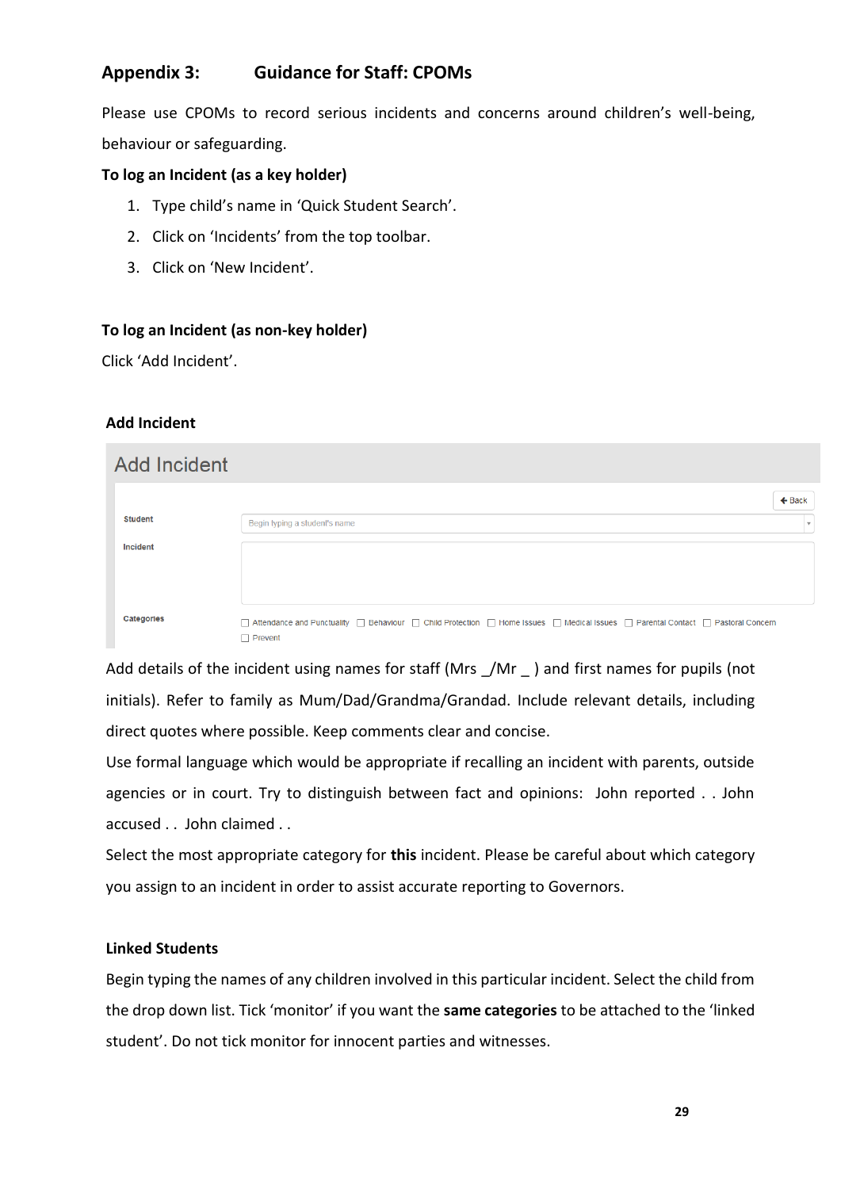## Appendix 3: Guidance for Staff: CPOMs

Please use CPOMs to record serious incidents and concerns around children's well-being, behaviour or safeguarding.

**To log an Incident (as a key holder)**

1. Type child's name in 'Quick Student Search'.
2. Click on 'Incidents' from the top toolbar.
3. Click on 'New Incident'.

**To log an Incident (as non-key holder)**

Click 'Add Incident'.

**Add Incident**

Add Incident

Back

Student — Begin typing a student's name

Incident

Categories — ☐ Attendance and Punctuality ☐ Behaviour ☐ Child Protection ☐ Home Issues ☐ Medical Issues ☐ Parental Contact ☐ Pastoral Concern ☐ Prevent

Add details of the incident using names for staff (Mrs _/Mr _ ) and first names for pupils (not initials). Refer to family as Mum/Dad/Grandma/Grandad. Include relevant details, including direct quotes where possible. Keep comments clear and concise.

Use formal language which would be appropriate if recalling an incident with parents, outside agencies or in court. Try to distinguish between fact and opinions: John reported . . John accused . . John claimed . .

Select the most appropriate category for **this** incident. Please be careful about which category you assign to an incident in order to assist accurate reporting to Governors.

**Linked Students**

Begin typing the names of any children involved in this particular incident. Select the child from the drop down list. Tick 'monitor' if you want the **same categories** to be attached to the 'linked student'. Do not tick monitor for innocent parties and witnesses.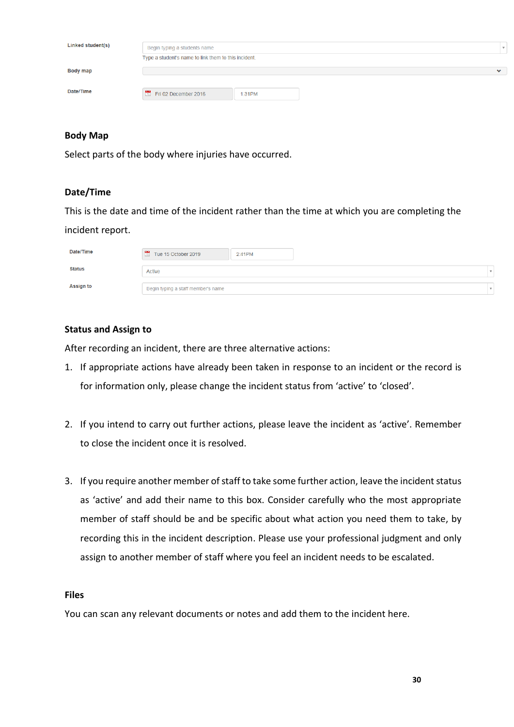| | |
|---|---|
| Linked student(s) | Begin typing a students name<br>Type a student's name to link them to this incident. |
| Body map | |
| Date/Time | Fri 02 December 2016 &nbsp; 1:31PM |

### Body Map

Select parts of the body where injuries have occurred.

### Date/Time

This is the date and time of the incident rather than the time at which you are completing the incident report.

| | |
|---|---|
| Date/Time | Tue 15 October 2019 &nbsp; 2:41PM |
| Status | Active |
| Assign to | Begin typing a staff member's name |

### Status and Assign to

After recording an incident, there are three alternative actions:

1. If appropriate actions have already been taken in response to an incident or the record is for information only, please change the incident status from 'active' to 'closed'.

2. If you intend to carry out further actions, please leave the incident as 'active'. Remember to close the incident once it is resolved.

3. If you require another member of staff to take some further action, leave the incident status as 'active' and add their name to this box. Consider carefully who the most appropriate member of staff should be and be specific about what action you need them to take, by recording this in the incident description. Please use your professional judgment and only assign to another member of staff where you feel an incident needs to be escalated.

### Files

You can scan any relevant documents or notes and add them to the incident here.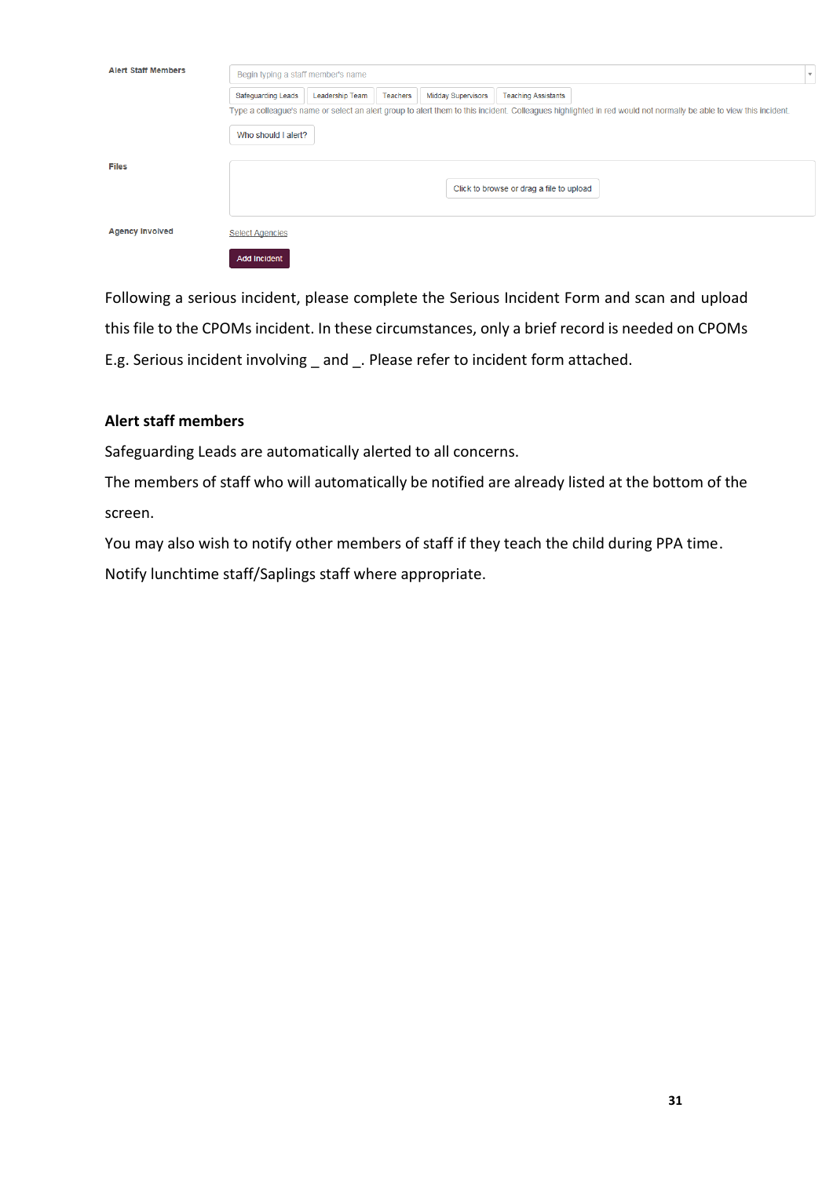Alert Staff Members

Begin typing a staff member's name

Safeguarding Leads | Leadership Team | Teachers | Midday Supervisors | Teaching Assistants

Type a colleague's name or select an alert group to alert them to this incident. Colleagues highlighted in red would not normally be able to view this incident.

Who should I alert?

Files

Click to browse or drag a file to upload

Agency Involved

Select Agencies

Add Incident

Following a serious incident, please complete the Serious Incident Form and scan and upload this file to the CPOMs incident. In these circumstances, only a brief record is needed on CPOMs E.g. Serious incident involving _ and _. Please refer to incident form attached.

**Alert staff members**

Safeguarding Leads are automatically alerted to all concerns.

The members of staff who will automatically be notified are already listed at the bottom of the screen.

You may also wish to notify other members of staff if they teach the child during PPA time.

Notify lunchtime staff/Saplings staff where appropriate.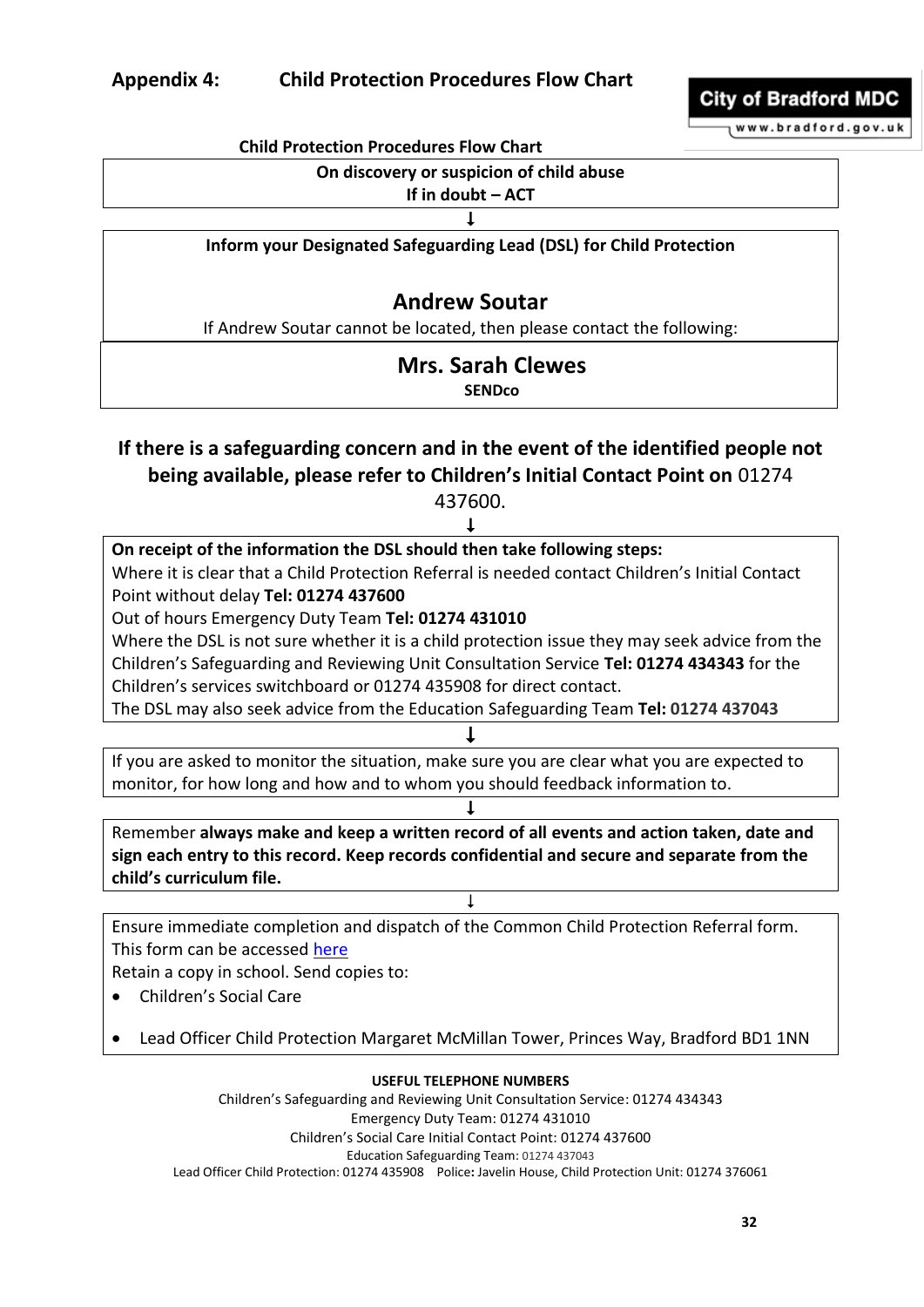## Appendix 4: Child Protection Procedures Flow Chart

City of Bradford MDC
www.bradford.gov.uk

**Child Protection Procedures Flow Chart**

**On discovery or suspicion of child abuse**
**If in doubt – ACT**

↓

**Inform your Designated Safeguarding Lead (DSL) for Child Protection**

**Andrew Soutar**

If Andrew Soutar cannot be located, then please contact the following:

**Mrs. Sarah Clewes**
**SENDco**

**If there is a safeguarding concern and in the event of the identified people not being available, please refer to Children's Initial Contact Point on** 01274 437600.

↓

**On receipt of the information the DSL should then take following steps:**
Where it is clear that a Child Protection Referral is needed contact Children's Initial Contact Point without delay **Tel: 01274 437600**
Out of hours Emergency Duty Team **Tel: 01274 431010**
Where the DSL is not sure whether it is a child protection issue they may seek advice from the Children's Safeguarding and Reviewing Unit Consultation Service **Tel: 01274 434343** for the Children's services switchboard or 01274 435908 for direct contact.
The DSL may also seek advice from the Education Safeguarding Team **Tel: 01274 437043**

↓

If you are asked to monitor the situation, make sure you are clear what you are expected to monitor, for how long and how and to whom you should feedback information to.

↓

Remember **always make and keep a written record of all events and action taken, date and sign each entry to this record. Keep records confidential and secure and separate from the child's curriculum file.**

↓

Ensure immediate completion and dispatch of the Common Child Protection Referral form. This form can be accessed here
Retain a copy in school. Send copies to:

- Children's Social Care
- Lead Officer Child Protection Margaret McMillan Tower, Princes Way, Bradford BD1 1NN

**USEFUL TELEPHONE NUMBERS**

Children's Safeguarding and Reviewing Unit Consultation Service: 01274 434343
Emergency Duty Team: 01274 431010
Children's Social Care Initial Contact Point: 01274 437600
Education Safeguarding Team: 01274 437043
Lead Officer Child Protection: 01274 435908 Police**:** Javelin House, Child Protection Unit: 01274 376061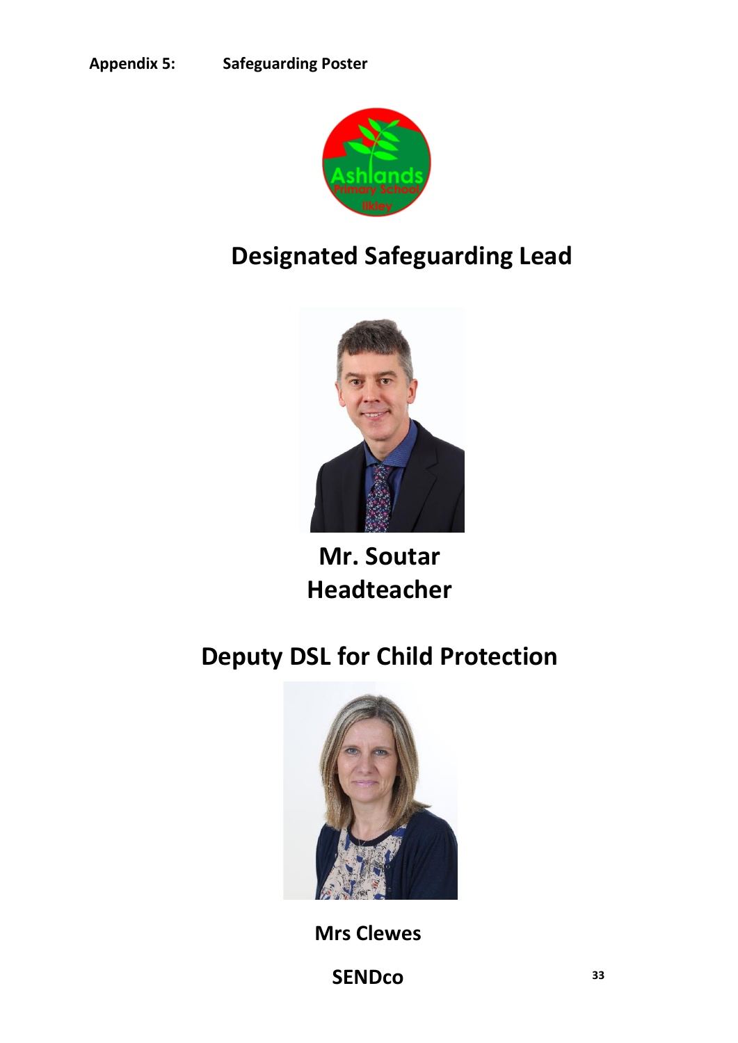**Appendix 5: Safeguarding Poster**

# Designated Safeguarding Lead

**Mr. Soutar**
**Headteacher**

# Deputy DSL for Child Protection

**Mrs Clewes**

**SENDco**